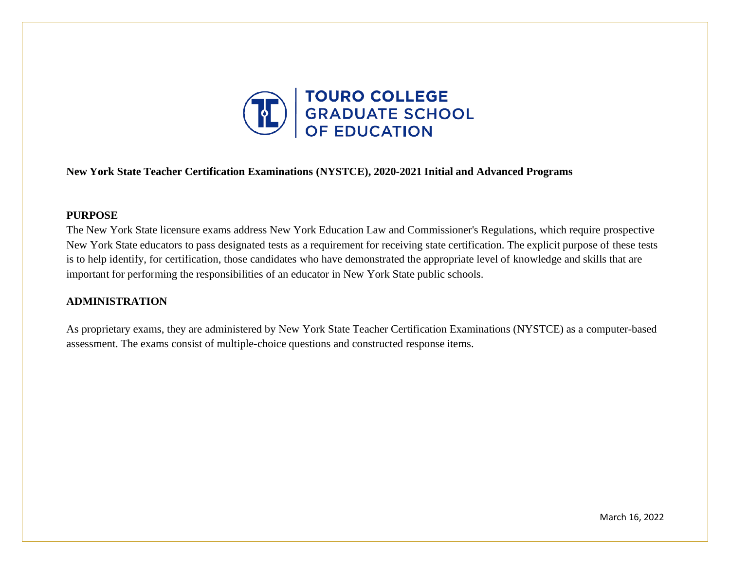TOURO COLLEGE
GRADUATE SCHOOL
OF EDUCATION

**New York State Teacher Certification Examinations (NYSTCE), 2020-2021 Initial and Advanced Programs**

## PURPOSE

The New York State licensure exams address New York Education Law and Commissioner's Regulations, which require prospective New York State educators to pass designated tests as a requirement for receiving state certification. The explicit purpose of these tests is to help identify, for certification, those candidates who have demonstrated the appropriate level of knowledge and skills that are important for performing the responsibilities of an educator in New York State public schools.

## ADMINISTRATION

As proprietary exams, they are administered by New York State Teacher Certification Examinations (NYSTCE) as a computer-based assessment. The exams consist of multiple-choice questions and constructed response items.

March 16, 2022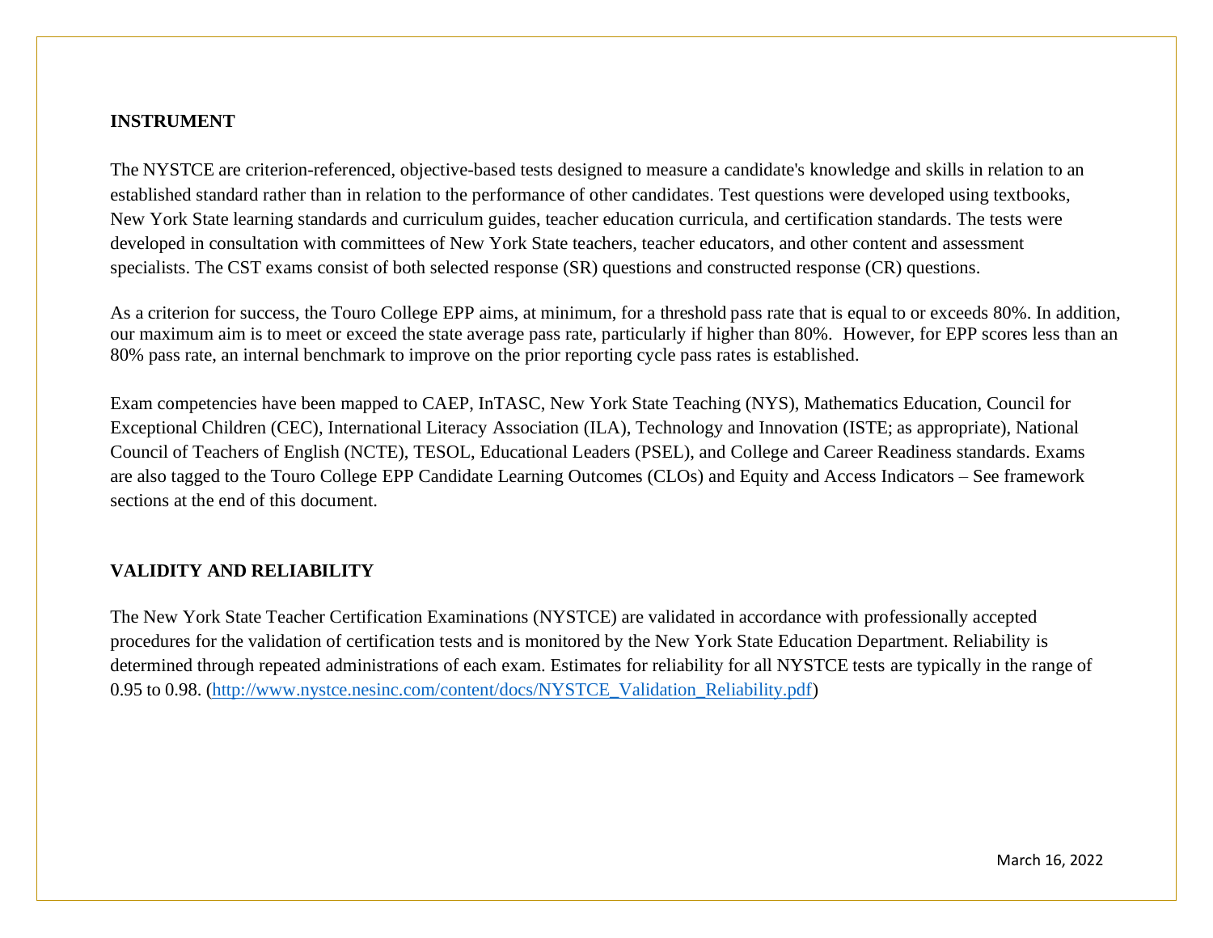## INSTRUMENT

The NYSTCE are criterion-referenced, objective-based tests designed to measure a candidate's knowledge and skills in relation to an established standard rather than in relation to the performance of other candidates. Test questions were developed using textbooks, New York State learning standards and curriculum guides, teacher education curricula, and certification standards. The tests were developed in consultation with committees of New York State teachers, teacher educators, and other content and assessment specialists. The CST exams consist of both selected response (SR) questions and constructed response (CR) questions.

As a criterion for success, the Touro College EPP aims, at minimum, for a threshold pass rate that is equal to or exceeds 80%. In addition, our maximum aim is to meet or exceed the state average pass rate, particularly if higher than 80%. However, for EPP scores less than an 80% pass rate, an internal benchmark to improve on the prior reporting cycle pass rates is established.

Exam competencies have been mapped to CAEP, InTASC, New York State Teaching (NYS), Mathematics Education, Council for Exceptional Children (CEC), International Literacy Association (ILA), Technology and Innovation (ISTE; as appropriate), National Council of Teachers of English (NCTE), TESOL, Educational Leaders (PSEL), and College and Career Readiness standards. Exams are also tagged to the Touro College EPP Candidate Learning Outcomes (CLOs) and Equity and Access Indicators – See framework sections at the end of this document.

## VALIDITY AND RELIABILITY

The New York State Teacher Certification Examinations (NYSTCE) are validated in accordance with professionally accepted procedures for the validation of certification tests and is monitored by the New York State Education Department. Reliability is determined through repeated administrations of each exam. Estimates for reliability for all NYSTCE tests are typically in the range of 0.95 to 0.98. (http://www.nystce.nesinc.com/content/docs/NYSTCE_Validation_Reliability.pdf)

March 16, 2022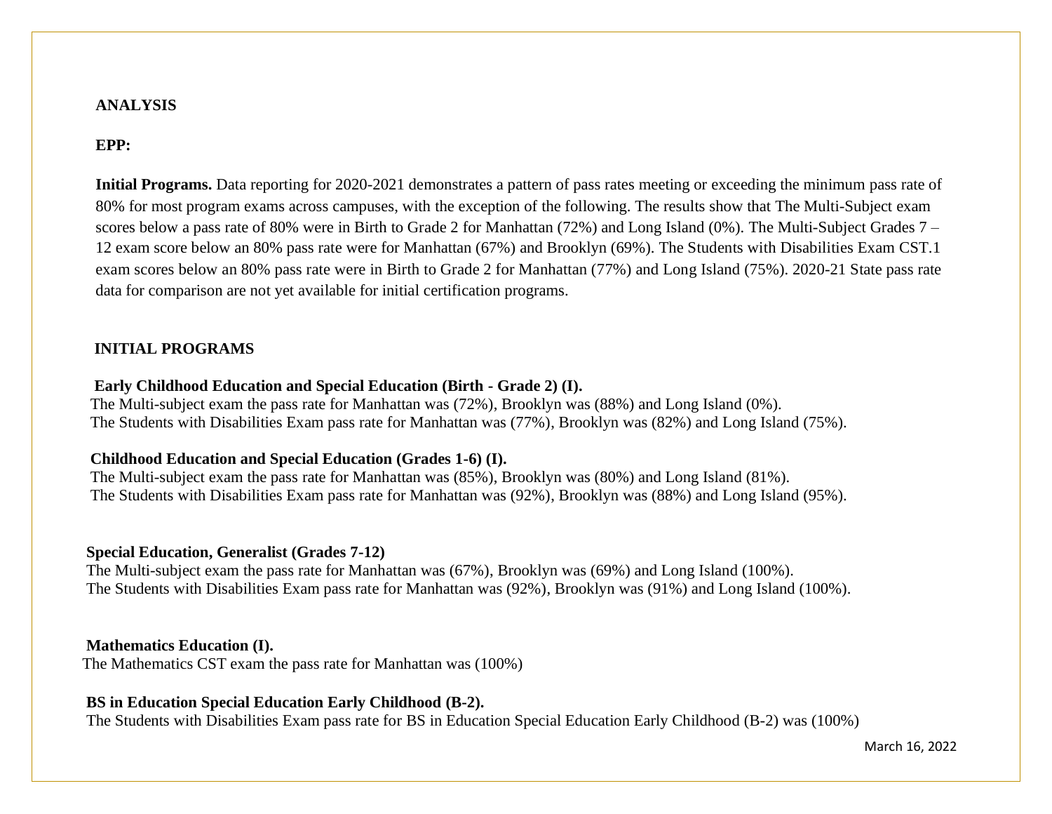**ANALYSIS**

**EPP:**

**Initial Programs.** Data reporting for 2020-2021 demonstrates a pattern of pass rates meeting or exceeding the minimum pass rate of 80% for most program exams across campuses, with the exception of the following. The results show that The Multi-Subject exam scores below a pass rate of 80% were in Birth to Grade 2 for Manhattan (72%) and Long Island (0%). The Multi-Subject Grades 7 – 12 exam score below an 80% pass rate were for Manhattan (67%) and Brooklyn (69%). The Students with Disabilities Exam CST.1 exam scores below an 80% pass rate were in Birth to Grade 2 for Manhattan (77%) and Long Island (75%). 2020-21 State pass rate data for comparison are not yet available for initial certification programs.

**INITIAL PROGRAMS**

**Early Childhood Education and Special Education (Birth - Grade 2) (I).**
The Multi-subject exam the pass rate for Manhattan was (72%), Brooklyn was (88%) and Long Island (0%).
The Students with Disabilities Exam pass rate for Manhattan was (77%), Brooklyn was (82%) and Long Island (75%).

**Childhood Education and Special Education (Grades 1-6) (I).**
The Multi-subject exam the pass rate for Manhattan was (85%), Brooklyn was (80%) and Long Island (81%).
The Students with Disabilities Exam pass rate for Manhattan was (92%), Brooklyn was (88%) and Long Island (95%).

**Special Education, Generalist (Grades 7-12)**
The Multi-subject exam the pass rate for Manhattan was (67%), Brooklyn was (69%) and Long Island (100%).
The Students with Disabilities Exam pass rate for Manhattan was (92%), Brooklyn was (91%) and Long Island (100%).

**Mathematics Education (I).**
The Mathematics CST exam the pass rate for Manhattan was (100%)

**BS in Education Special Education Early Childhood (B-2).**
The Students with Disabilities Exam pass rate for BS in Education Special Education Early Childhood (B-2) was (100%)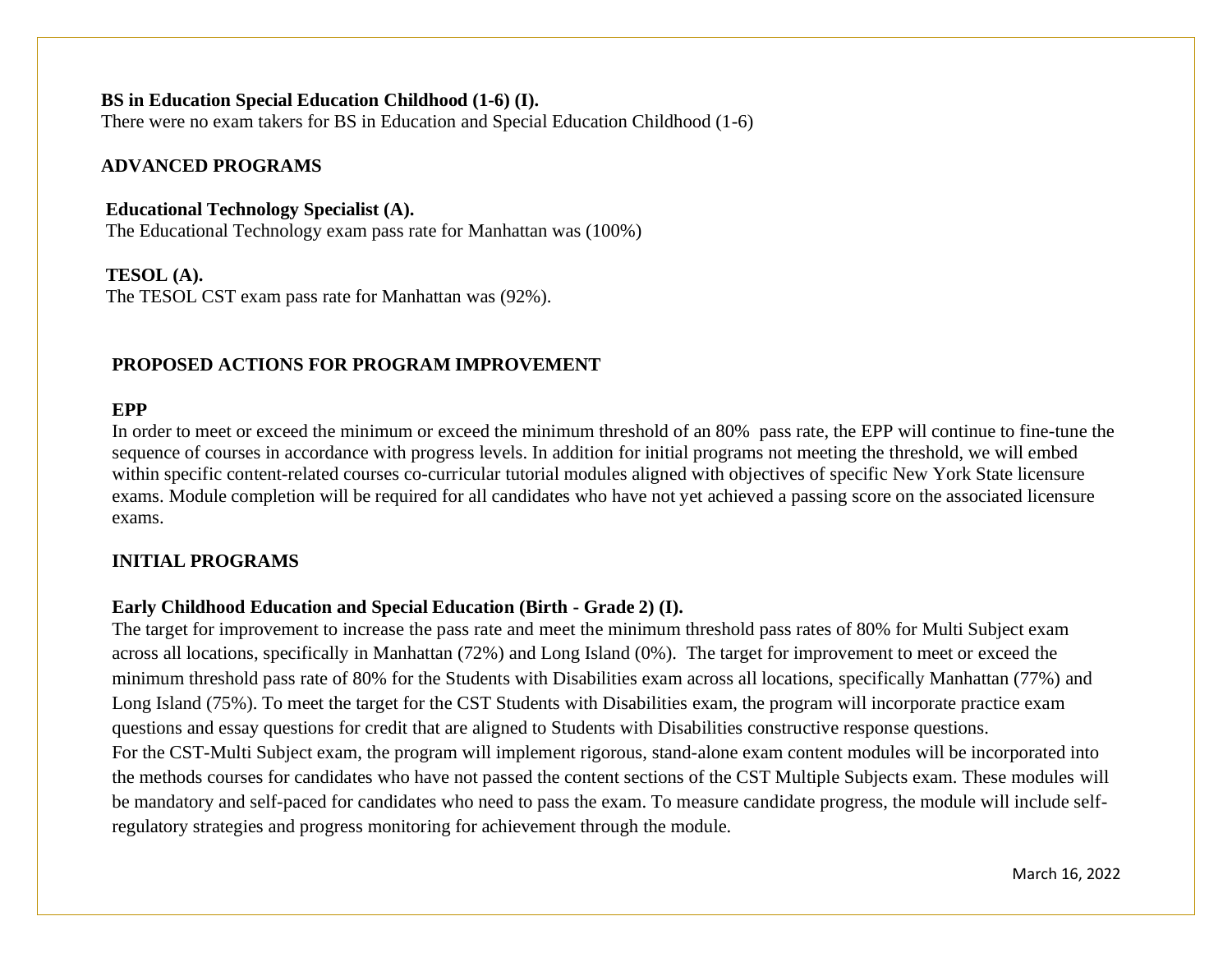**BS in Education Special Education Childhood (1-6) (I).**
There were no exam takers for BS in Education and Special Education Childhood (1-6)

**ADVANCED PROGRAMS**

**Educational Technology Specialist (A).**
The Educational Technology exam pass rate for Manhattan was (100%)

**TESOL (A).**
The TESOL CST exam pass rate for Manhattan was (92%).

**PROPOSED ACTIONS FOR PROGRAM IMPROVEMENT**

**EPP**
In order to meet or exceed the minimum or exceed the minimum threshold of an 80% pass rate, the EPP will continue to fine-tune the sequence of courses in accordance with progress levels. In addition for initial programs not meeting the threshold, we will embed within specific content-related courses co-curricular tutorial modules aligned with objectives of specific New York State licensure exams. Module completion will be required for all candidates who have not yet achieved a passing score on the associated licensure exams.

**INITIAL PROGRAMS**

**Early Childhood Education and Special Education (Birth - Grade 2) (I).**
The target for improvement to increase the pass rate and meet the minimum threshold pass rates of 80% for Multi Subject exam across all locations, specifically in Manhattan (72%) and Long Island (0%). The target for improvement to meet or exceed the minimum threshold pass rate of 80% for the Students with Disabilities exam across all locations, specifically Manhattan (77%) and Long Island (75%). To meet the target for the CST Students with Disabilities exam, the program will incorporate practice exam questions and essay questions for credit that are aligned to Students with Disabilities constructive response questions.
For the CST-Multi Subject exam, the program will implement rigorous, stand-alone exam content modules will be incorporated into the methods courses for candidates who have not passed the content sections of the CST Multiple Subjects exam. These modules will be mandatory and self-paced for candidates who need to pass the exam. To measure candidate progress, the module will include self-regulatory strategies and progress monitoring for achievement through the module.

March 16, 2022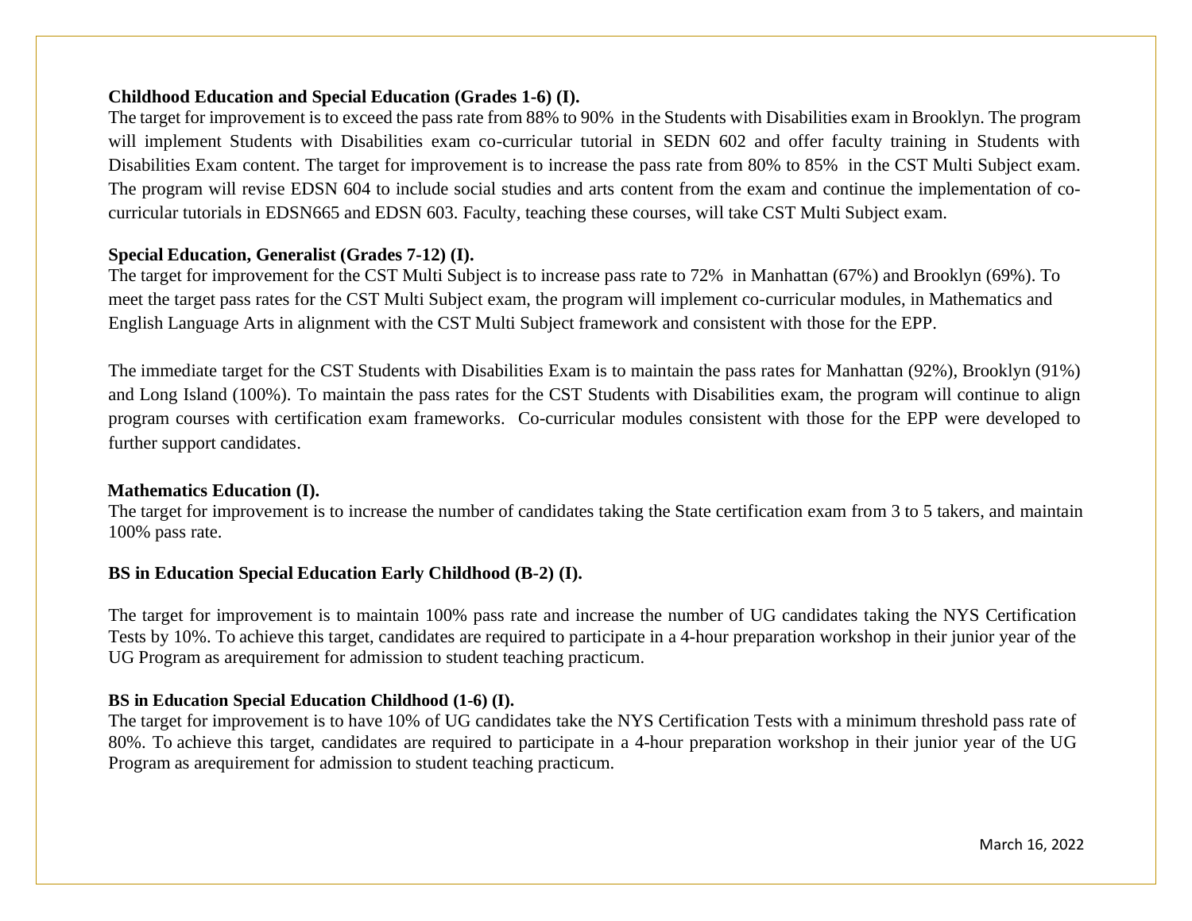**Childhood Education and Special Education (Grades 1-6) (I).**

The target for improvement is to exceed the pass rate from 88% to 90% in the Students with Disabilities exam in Brooklyn. The program will implement Students with Disabilities exam co-curricular tutorial in SEDN 602 and offer faculty training in Students with Disabilities Exam content. The target for improvement is to increase the pass rate from 80% to 85% in the CST Multi Subject exam. The program will revise EDSN 604 to include social studies and arts content from the exam and continue the implementation of co-curricular tutorials in EDSN665 and EDSN 603. Faculty, teaching these courses, will take CST Multi Subject exam.

**Special Education, Generalist (Grades 7-12) (I).**

The target for improvement for the CST Multi Subject is to increase pass rate to 72% in Manhattan (67%) and Brooklyn (69%). To meet the target pass rates for the CST Multi Subject exam, the program will implement co-curricular modules, in Mathematics and English Language Arts in alignment with the CST Multi Subject framework and consistent with those for the EPP.

The immediate target for the CST Students with Disabilities Exam is to maintain the pass rates for Manhattan (92%), Brooklyn (91%) and Long Island (100%). To maintain the pass rates for the CST Students with Disabilities exam, the program will continue to align program courses with certification exam frameworks. Co-curricular modules consistent with those for the EPP were developed to further support candidates.

**Mathematics Education (I).**

The target for improvement is to increase the number of candidates taking the State certification exam from 3 to 5 takers, and maintain 100% pass rate.

**BS in Education Special Education Early Childhood (B-2) (I).**

The target for improvement is to maintain 100% pass rate and increase the number of UG candidates taking the NYS Certification Tests by 10%. To achieve this target, candidates are required to participate in a 4-hour preparation workshop in their junior year of the UG Program as arequirement for admission to student teaching practicum.

**BS in Education Special Education Childhood (1-6) (I).**

The target for improvement is to have 10% of UG candidates take the NYS Certification Tests with a minimum threshold pass rate of 80%. To achieve this target, candidates are required to participate in a 4-hour preparation workshop in their junior year of the UG Program as arequirement for admission to student teaching practicum.

March 16, 2022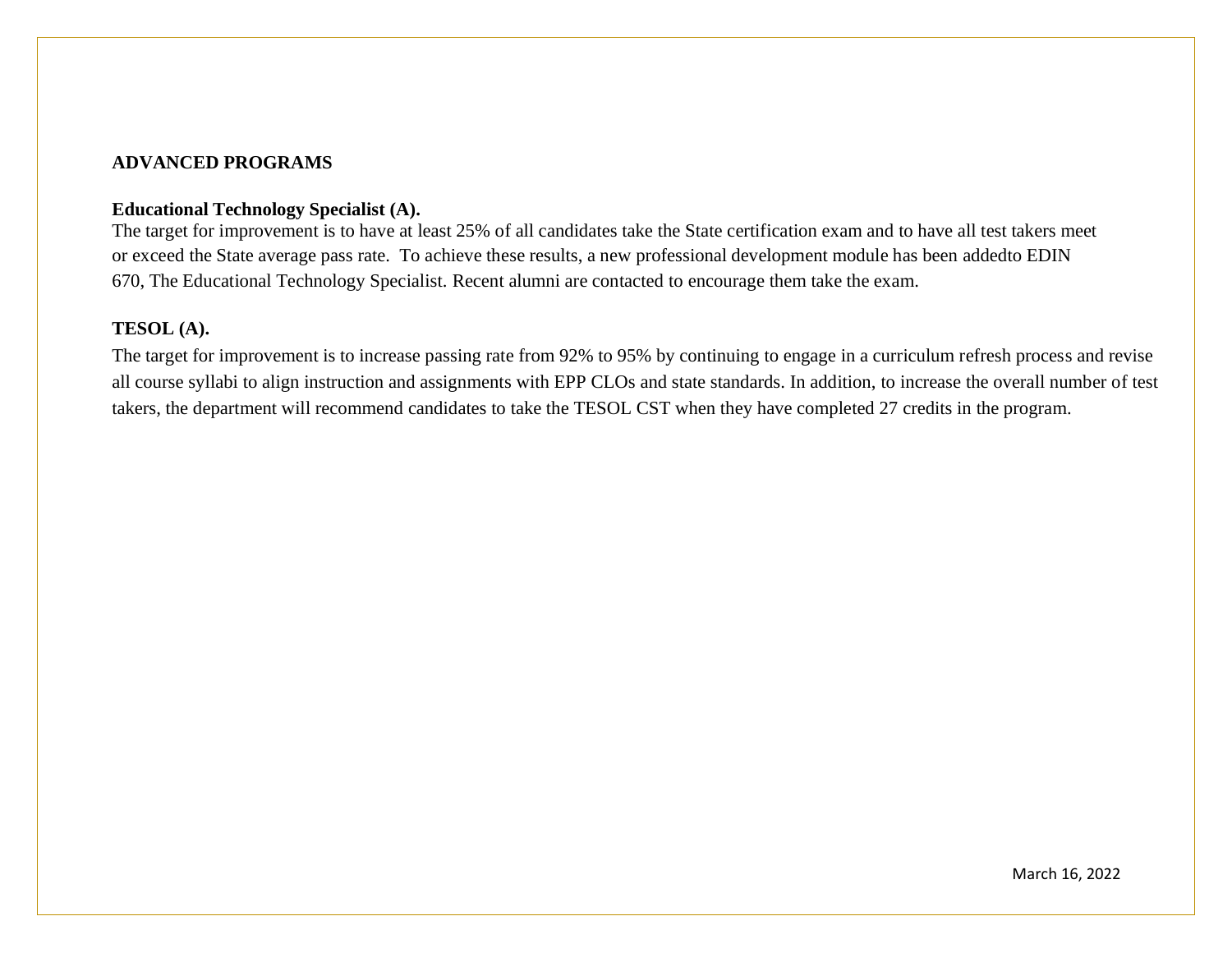**ADVANCED PROGRAMS**

**Educational Technology Specialist (A).**

The target for improvement is to have at least 25% of all candidates take the State certification exam and to have all test takers meet or exceed the State average pass rate. To achieve these results, a new professional development module has been addedto EDIN 670, The Educational Technology Specialist. Recent alumni are contacted to encourage them take the exam.

**TESOL (A).**

The target for improvement is to increase passing rate from 92% to 95% by continuing to engage in a curriculum refresh process and revise all course syllabi to align instruction and assignments with EPP CLOs and state standards. In addition, to increase the overall number of test takers, the department will recommend candidates to take the TESOL CST when they have completed 27 credits in the program.

March 16, 2022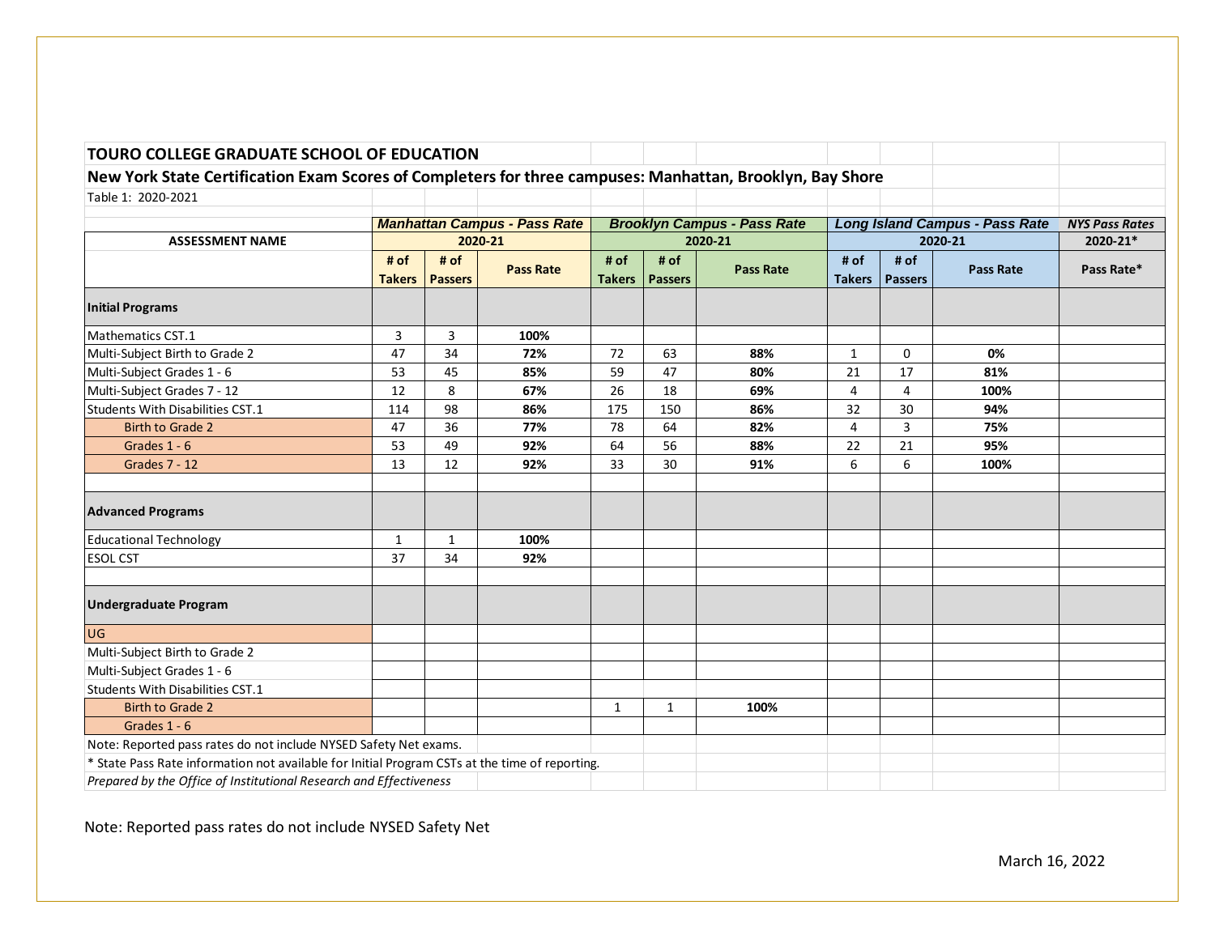**TOURO COLLEGE GRADUATE SCHOOL OF EDUCATION**

**New York State Certification Exam Scores of Completers for three campuses: Manhattan, Brooklyn, Bay Shore**

Table 1: 2020-2021

| | *Manhattan Campus - Pass Rate* | | | *Brooklyn Campus - Pass Rate* | | | *Long Island Campus - Pass Rate* | | | *NYS Pass Rates* |
|---|---|---|---|---|---|---|---|---|---|---|
| **ASSESSMENT NAME** | **2020-21** | | | **2020-21** | | | **2020-21** | | | **2020-21*** |
| | **# of Takers** | **# of Passers** | **Pass Rate** | **# of Takers** | **# of Passers** | **Pass Rate** | **# of Takers** | **# of Passers** | **Pass Rate** | **Pass Rate*** |
| **Initial Programs** | | | | | | | | | | |
| Mathematics CST.1 | 3 | 3 | **100%** | | | | | | | |
| Multi-Subject Birth to Grade 2 | 47 | 34 | **72%** | 72 | 63 | **88%** | 1 | 0 | **0%** | |
| Multi-Subject Grades 1 - 6 | 53 | 45 | **85%** | 59 | 47 | **80%** | 21 | 17 | **81%** | |
| Multi-Subject Grades 7 - 12 | 12 | 8 | **67%** | 26 | 18 | **69%** | 4 | 4 | **100%** | |
| Students With Disabilities CST.1 | 114 | 98 | **86%** | 175 | 150 | **86%** | 32 | 30 | **94%** | |
| Birth to Grade 2 | 47 | 36 | **77%** | 78 | 64 | **82%** | 4 | 3 | **75%** | |
| Grades 1 - 6 | 53 | 49 | **92%** | 64 | 56 | **88%** | 22 | 21 | **95%** | |
| Grades 7 - 12 | 13 | 12 | **92%** | 33 | 30 | **91%** | 6 | 6 | **100%** | |
| | | | | | | | | | | |
| **Advanced Programs** | | | | | | | | | | |
| Educational Technology | 1 | 1 | **100%** | | | | | | | |
| ESOL CST | 37 | 34 | **92%** | | | | | | | |
| | | | | | | | | | | |
| **Undergraduate Program** | | | | | | | | | | |
| UG | | | | | | | | | | |
| Multi-Subject Birth to Grade 2 | | | | | | | | | | |
| Multi-Subject Grades 1 - 6 | | | | | | | | | | |
| Students With Disabilities CST.1 | | | | | | | | | | |
| Birth to Grade 2 | | | | 1 | 1 | **100%** | | | | |
| Grades 1 - 6 | | | | | | | | | | |

Note: Reported pass rates do not include NYSED Safety Net exams.

* State Pass Rate information not available for Initial Program CSTs at the time of reporting.

*Prepared by the Office of Institutional Research and Effectiveness*

Note: Reported pass rates do not include NYSED Safety Net

March 16, 2022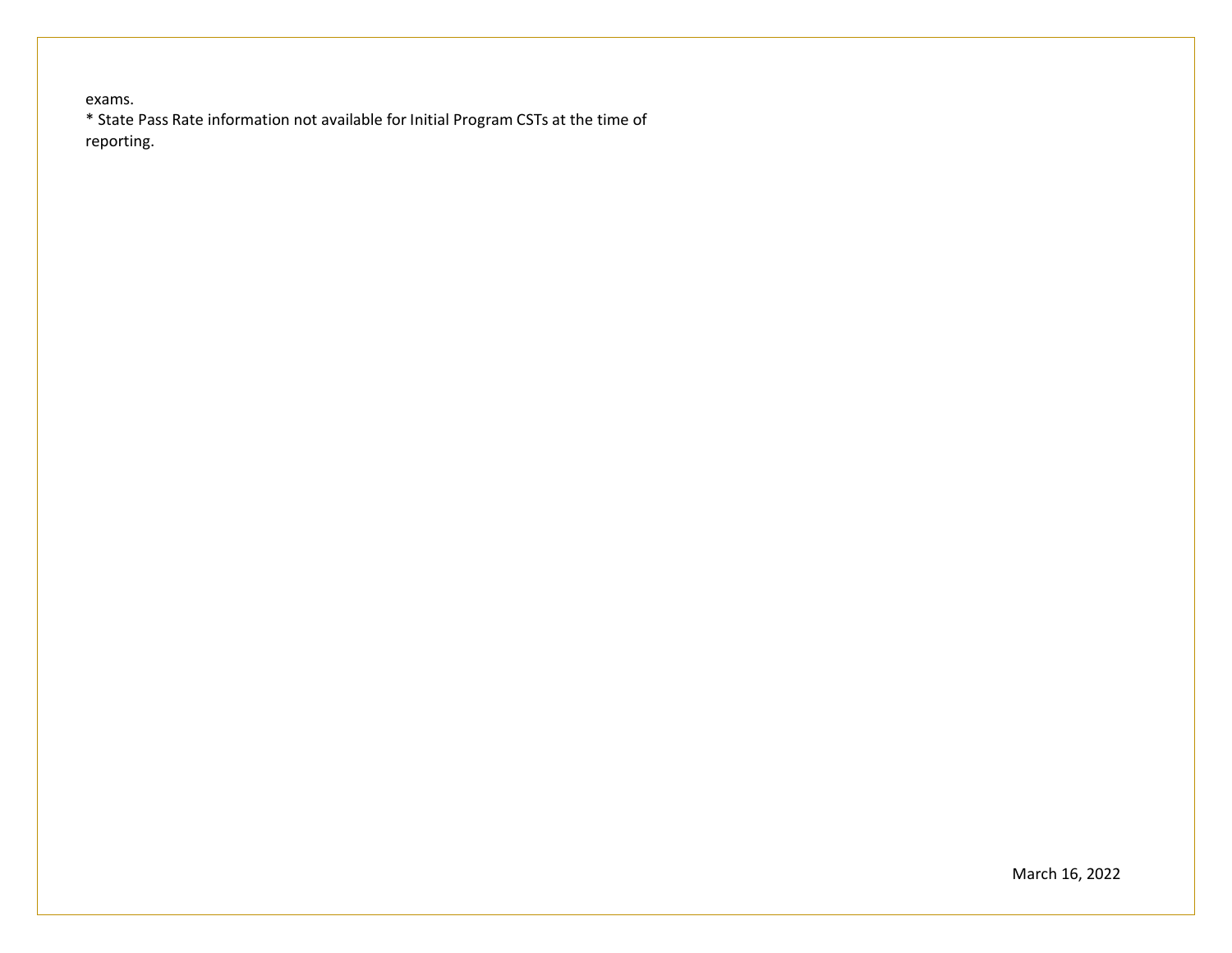exams.

* State Pass Rate information not available for Initial Program CSTs at the time of reporting.

March 16, 2022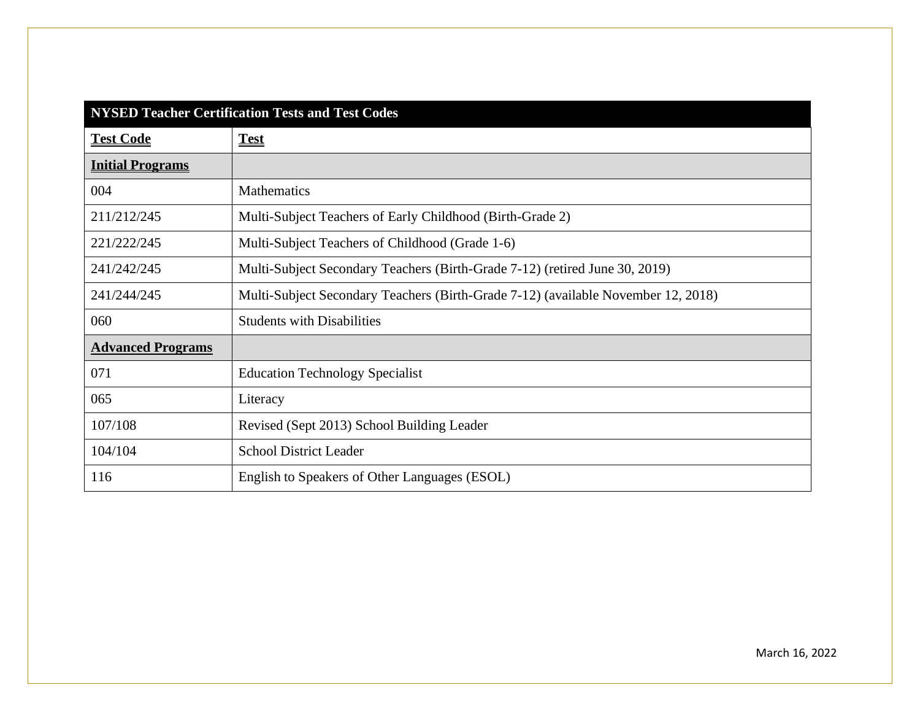| NYSED Teacher Certification Tests and Test Codes | |
|---|---|
| **Test Code** | **Test** |
| **Initial Programs** | |
| 004 | Mathematics |
| 211/212/245 | Multi-Subject Teachers of Early Childhood (Birth-Grade 2) |
| 221/222/245 | Multi-Subject Teachers of Childhood (Grade 1-6) |
| 241/242/245 | Multi-Subject Secondary Teachers (Birth-Grade 7-12) (retired June 30, 2019) |
| 241/244/245 | Multi-Subject Secondary Teachers (Birth-Grade 7-12) (available November 12, 2018) |
| 060 | Students with Disabilities |
| **Advanced Programs** | |
| 071 | Education Technology Specialist |
| 065 | Literacy |
| 107/108 | Revised (Sept 2013) School Building Leader |
| 104/104 | School District Leader |
| 116 | English to Speakers of Other Languages (ESOL) |

March 16, 2022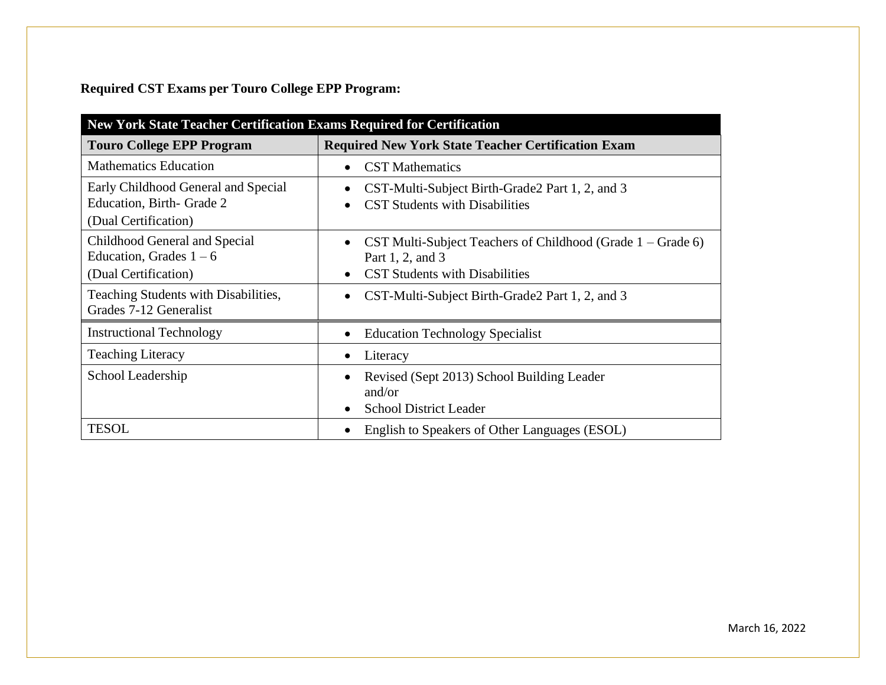**Required CST Exams per Touro College EPP Program:**

| New York State Teacher Certification Exams Required for Certification | |
|---|---|
| **Touro College EPP Program** | **Required New York State Teacher Certification Exam** |
| Mathematics Education | • CST Mathematics |
| Early Childhood General and Special Education, Birth- Grade 2 (Dual Certification) | • CST-Multi-Subject Birth-Grade2 Part 1, 2, and 3<br>• CST Students with Disabilities |
| Childhood General and Special Education, Grades 1 – 6 (Dual Certification) | • CST Multi-Subject Teachers of Childhood (Grade 1 – Grade 6) Part 1, 2, and 3<br>• CST Students with Disabilities |
| Teaching Students with Disabilities, Grades 7-12 Generalist | • CST-Multi-Subject Birth-Grade2 Part 1, 2, and 3 |
| Instructional Technology | • Education Technology Specialist |
| Teaching Literacy | • Literacy |
| School Leadership | • Revised (Sept 2013) School Building Leader and/or<br>• School District Leader |
| TESOL | • English to Speakers of Other Languages (ESOL) |

March 16, 2022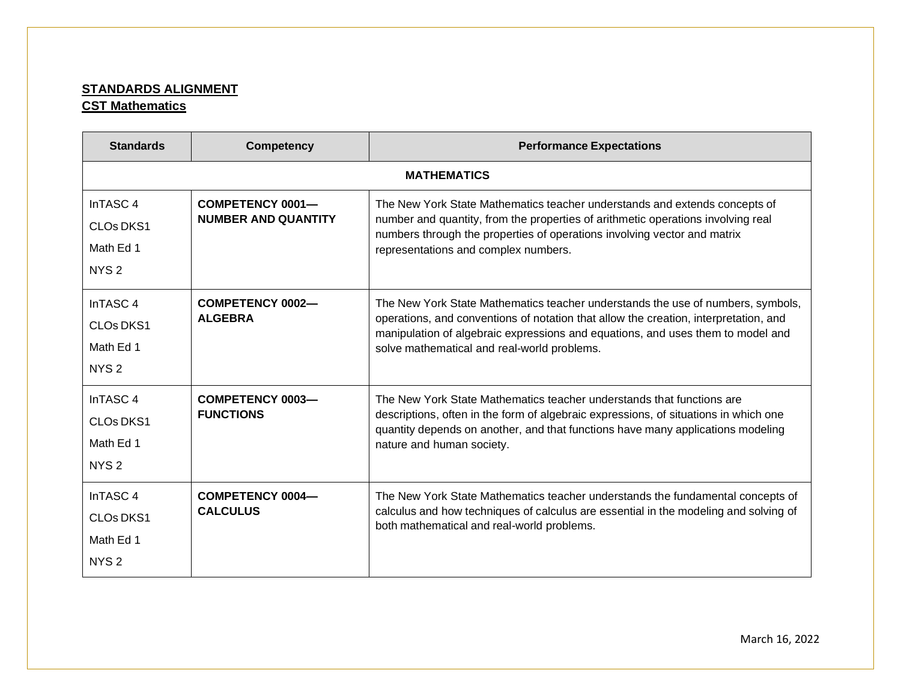**STANDARDS ALIGNMENT**
**CST Mathematics**

| Standards | Competency | Performance Expectations |
| --- | --- | --- |
| | **MATHEMATICS** | |
| InTASC 4<br>CLOs DKS1<br>Math Ed 1<br>NYS 2 | **COMPETENCY 0001—NUMBER AND QUANTITY** | The New York State Mathematics teacher understands and extends concepts of number and quantity, from the properties of arithmetic operations involving real numbers through the properties of operations involving vector and matrix representations and complex numbers. |
| InTASC 4<br>CLOs DKS1<br>Math Ed 1<br>NYS 2 | **COMPETENCY 0002—ALGEBRA** | The New York State Mathematics teacher understands the use of numbers, symbols, operations, and conventions of notation that allow the creation, interpretation, and manipulation of algebraic expressions and equations, and uses them to model and solve mathematical and real-world problems. |
| InTASC 4<br>CLOs DKS1<br>Math Ed 1<br>NYS 2 | **COMPETENCY 0003—FUNCTIONS** | The New York State Mathematics teacher understands that functions are descriptions, often in the form of algebraic expressions, of situations in which one quantity depends on another, and that functions have many applications modeling nature and human society. |
| InTASC 4<br>CLOs DKS1<br>Math Ed 1<br>NYS 2 | **COMPETENCY 0004—CALCULUS** | The New York State Mathematics teacher understands the fundamental concepts of calculus and how techniques of calculus are essential in the modeling and solving of both mathematical and real-world problems. |

March 16, 2022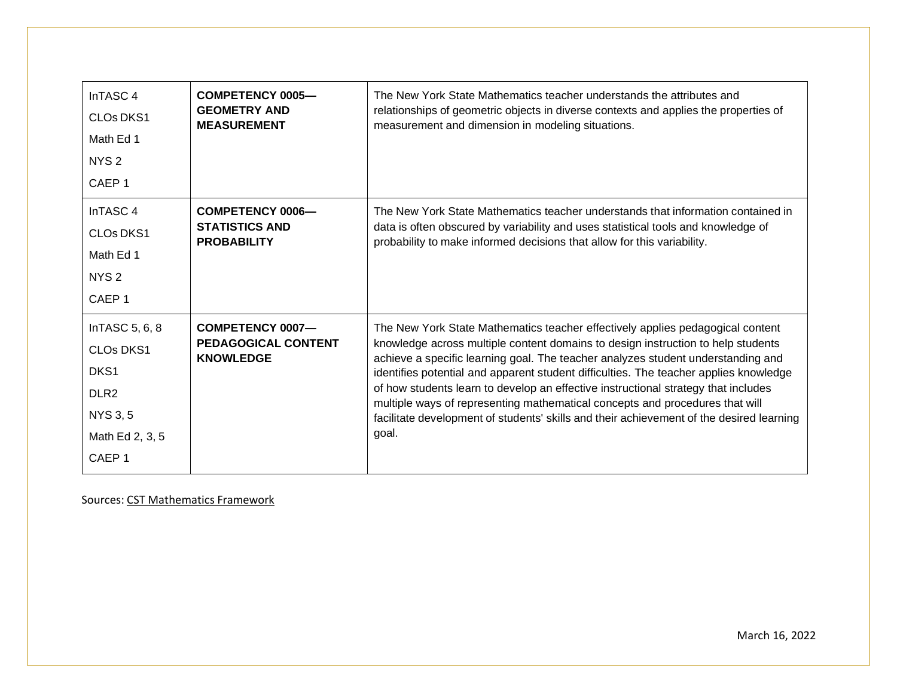| | | |
|---|---|---|
| InTASC 4<br>CLOs DKS1<br>Math Ed 1<br>NYS 2<br>CAEP 1 | **COMPETENCY 0005—GEOMETRY AND MEASUREMENT** | The New York State Mathematics teacher understands the attributes and relationships of geometric objects in diverse contexts and applies the properties of measurement and dimension in modeling situations. |
| InTASC 4<br>CLOs DKS1<br>Math Ed 1<br>NYS 2<br>CAEP 1 | **COMPETENCY 0006—STATISTICS AND PROBABILITY** | The New York State Mathematics teacher understands that information contained in data is often obscured by variability and uses statistical tools and knowledge of probability to make informed decisions that allow for this variability. |
| InTASC 5, 6, 8<br>CLOs DKS1<br>DKS1<br>DLR2<br>NYS 3, 5<br>Math Ed 2, 3, 5<br>CAEP 1 | **COMPETENCY 0007—PEDAGOGICAL CONTENT KNOWLEDGE** | The New York State Mathematics teacher effectively applies pedagogical content knowledge across multiple content domains to design instruction to help students achieve a specific learning goal. The teacher analyzes student understanding and identifies potential and apparent student difficulties. The teacher applies knowledge of how students learn to develop an effective instructional strategy that includes multiple ways of representing mathematical concepts and procedures that will facilitate development of students' skills and their achievement of the desired learning goal. |

Sources: CST Mathematics Framework

March 16, 2022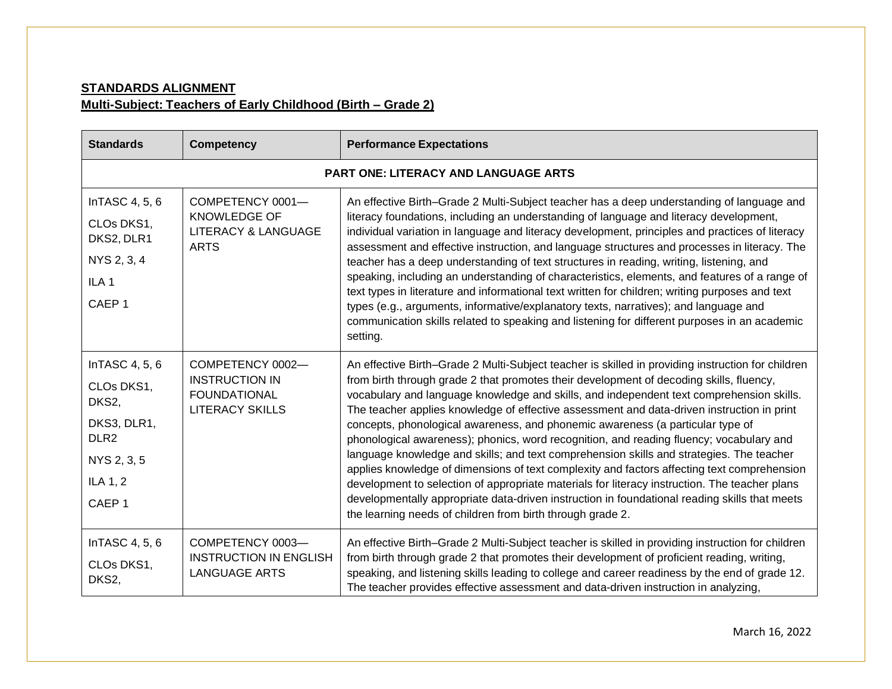**STANDARDS ALIGNMENT**
**Multi-Subject: Teachers of Early Childhood (Birth – Grade 2)**

| Standards | Competency | Performance Expectations |
|---|---|---|
| **PART ONE: LITERACY AND LANGUAGE ARTS** | | |
| InTASC 4, 5, 6<br>CLOs DKS1, DKS2, DLR1<br>NYS 2, 3, 4<br>ILA 1<br>CAEP 1 | COMPETENCY 0001—KNOWLEDGE OF LITERACY & LANGUAGE ARTS | An effective Birth–Grade 2 Multi-Subject teacher has a deep understanding of language and literacy foundations, including an understanding of language and literacy development, individual variation in language and literacy development, principles and practices of literacy assessment and effective instruction, and language structures and processes in literacy. The teacher has a deep understanding of text structures in reading, writing, listening, and speaking, including an understanding of characteristics, elements, and features of a range of text types in literature and informational text written for children; writing purposes and text types (e.g., arguments, informative/explanatory texts, narratives); and language and communication skills related to speaking and listening for different purposes in an academic setting. |
| InTASC 4, 5, 6<br>CLOs DKS1, DKS2,<br>DKS3, DLR1, DLR2<br>NYS 2, 3, 5<br>ILA 1, 2<br>CAEP 1 | COMPETENCY 0002—INSTRUCTION IN FOUNDATIONAL LITERACY SKILLS | An effective Birth–Grade 2 Multi-Subject teacher is skilled in providing instruction for children from birth through grade 2 that promotes their development of decoding skills, fluency, vocabulary and language knowledge and skills, and independent text comprehension skills. The teacher applies knowledge of effective assessment and data-driven instruction in print concepts, phonological awareness, and phonemic awareness (a particular type of phonological awareness); phonics, word recognition, and reading fluency; vocabulary and language knowledge and skills; and text comprehension skills and strategies. The teacher applies knowledge of dimensions of text complexity and factors affecting text comprehension development to selection of appropriate materials for literacy instruction. The teacher plans developmentally appropriate data-driven instruction in foundational reading skills that meets the learning needs of children from birth through grade 2. |
| InTASC 4, 5, 6<br>CLOs DKS1, DKS2, | COMPETENCY 0003—INSTRUCTION IN ENGLISH LANGUAGE ARTS | An effective Birth–Grade 2 Multi-Subject teacher is skilled in providing instruction for children from birth through grade 2 that promotes their development of proficient reading, writing, speaking, and listening skills leading to college and career readiness by the end of grade 12. The teacher provides effective assessment and data-driven instruction in analyzing, |

March 16, 2022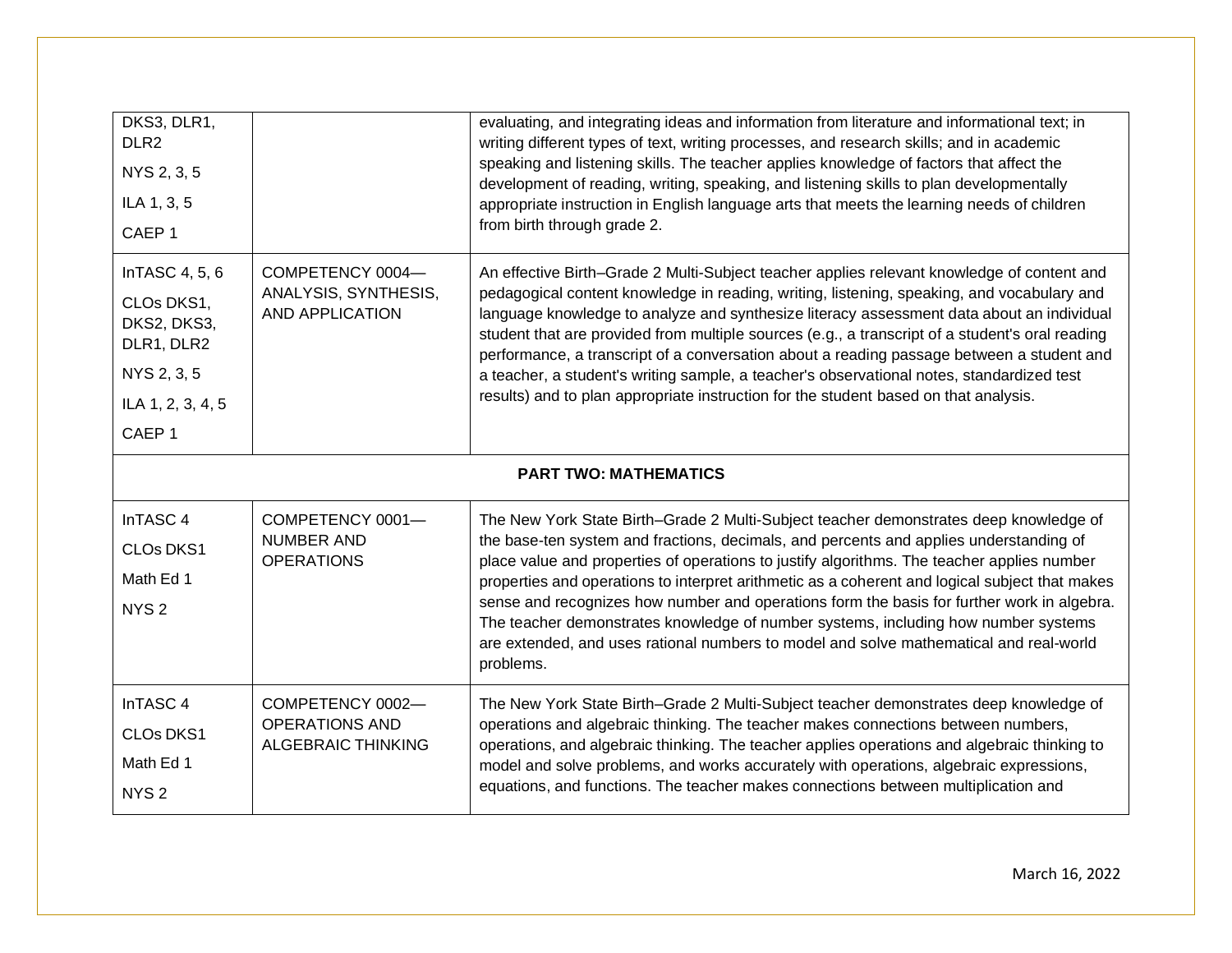| | | |
|---|---|---|
| DKS3, DLR1, DLR2<br>NYS 2, 3, 5<br>ILA 1, 3, 5<br>CAEP 1 | | evaluating, and integrating ideas and information from literature and informational text; in writing different types of text, writing processes, and research skills; and in academic speaking and listening skills. The teacher applies knowledge of factors that affect the development of reading, writing, speaking, and listening skills to plan developmentally appropriate instruction in English language arts that meets the learning needs of children from birth through grade 2. |
| InTASC 4, 5, 6<br>CLOs DKS1, DKS2, DKS3, DLR1, DLR2<br>NYS 2, 3, 5<br>ILA 1, 2, 3, 4, 5<br>CAEP 1 | COMPETENCY 0004—ANALYSIS, SYNTHESIS, AND APPLICATION | An effective Birth–Grade 2 Multi-Subject teacher applies relevant knowledge of content and pedagogical content knowledge in reading, writing, listening, speaking, and vocabulary and language knowledge to analyze and synthesize literacy assessment data about an individual student that are provided from multiple sources (e.g., a transcript of a student's oral reading performance, a transcript of a conversation about a reading passage between a student and a teacher, a student's writing sample, a teacher's observational notes, standardized test results) and to plan appropriate instruction for the student based on that analysis. |
| | **PART TWO: MATHEMATICS** | |
| InTASC 4<br>CLOs DKS1<br>Math Ed 1<br>NYS 2 | COMPETENCY 0001—NUMBER AND OPERATIONS | The New York State Birth–Grade 2 Multi-Subject teacher demonstrates deep knowledge of the base-ten system and fractions, decimals, and percents and applies understanding of place value and properties of operations to justify algorithms. The teacher applies number properties and operations to interpret arithmetic as a coherent and logical subject that makes sense and recognizes how number and operations form the basis for further work in algebra. The teacher demonstrates knowledge of number systems, including how number systems are extended, and uses rational numbers to model and solve mathematical and real-world problems. |
| InTASC 4<br>CLOs DKS1<br>Math Ed 1<br>NYS 2 | COMPETENCY 0002—OPERATIONS AND ALGEBRAIC THINKING | The New York State Birth–Grade 2 Multi-Subject teacher demonstrates deep knowledge of operations and algebraic thinking. The teacher makes connections between numbers, operations, and algebraic thinking. The teacher applies operations and algebraic thinking to model and solve problems, and works accurately with operations, algebraic expressions, equations, and functions. The teacher makes connections between multiplication and |

March 16, 2022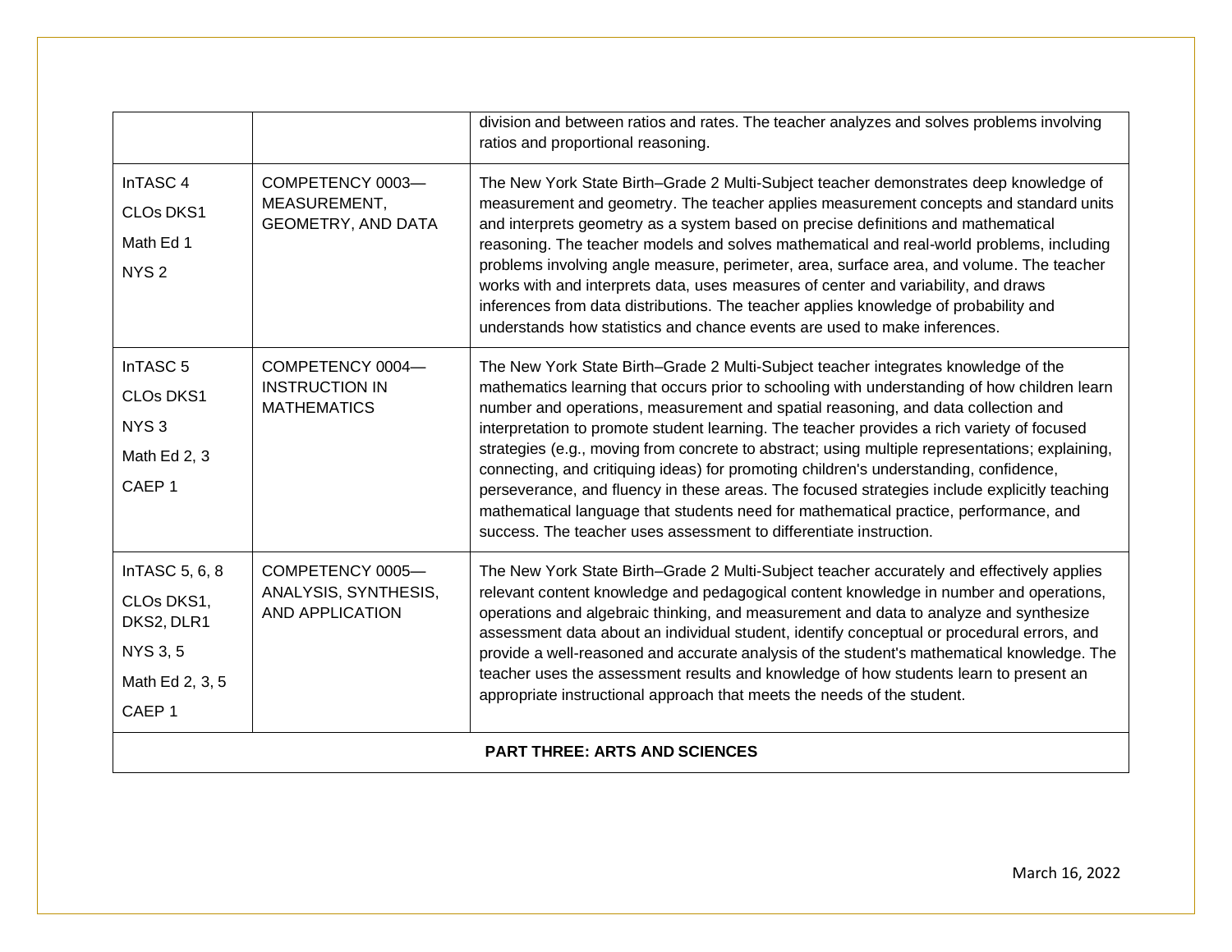| | | |
|---|---|---|
| | | division and between ratios and rates. The teacher analyzes and solves problems involving ratios and proportional reasoning. |
| InTASC 4<br>CLOs DKS1<br>Math Ed 1<br>NYS 2 | COMPETENCY 0003—MEASUREMENT, GEOMETRY, AND DATA | The New York State Birth–Grade 2 Multi-Subject teacher demonstrates deep knowledge of measurement and geometry. The teacher applies measurement concepts and standard units and interprets geometry as a system based on precise definitions and mathematical reasoning. The teacher models and solves mathematical and real-world problems, including problems involving angle measure, perimeter, area, surface area, and volume. The teacher works with and interprets data, uses measures of center and variability, and draws inferences from data distributions. The teacher applies knowledge of probability and understands how statistics and chance events are used to make inferences. |
| InTASC 5<br>CLOs DKS1<br>NYS 3<br>Math Ed 2, 3<br>CAEP 1 | COMPETENCY 0004—INSTRUCTION IN MATHEMATICS | The New York State Birth–Grade 2 Multi-Subject teacher integrates knowledge of the mathematics learning that occurs prior to schooling with understanding of how children learn number and operations, measurement and spatial reasoning, and data collection and interpretation to promote student learning. The teacher provides a rich variety of focused strategies (e.g., moving from concrete to abstract; using multiple representations; explaining, connecting, and critiquing ideas) for promoting children's understanding, confidence, perseverance, and fluency in these areas. The focused strategies include explicitly teaching mathematical language that students need for mathematical practice, performance, and success. The teacher uses assessment to differentiate instruction. |
| InTASC 5, 6, 8<br>CLOs DKS1, DKS2, DLR1<br>NYS 3, 5<br>Math Ed 2, 3, 5<br>CAEP 1 | COMPETENCY 0005—ANALYSIS, SYNTHESIS, AND APPLICATION | The New York State Birth–Grade 2 Multi-Subject teacher accurately and effectively applies relevant content knowledge and pedagogical content knowledge in number and operations, operations and algebraic thinking, and measurement and data to analyze and synthesize assessment data about an individual student, identify conceptual or procedural errors, and provide a well-reasoned and accurate analysis of the student's mathematical knowledge. The teacher uses the assessment results and knowledge of how students learn to present an appropriate instructional approach that meets the needs of the student. |
| **PART THREE: ARTS AND SCIENCES** | | |

March 16, 2022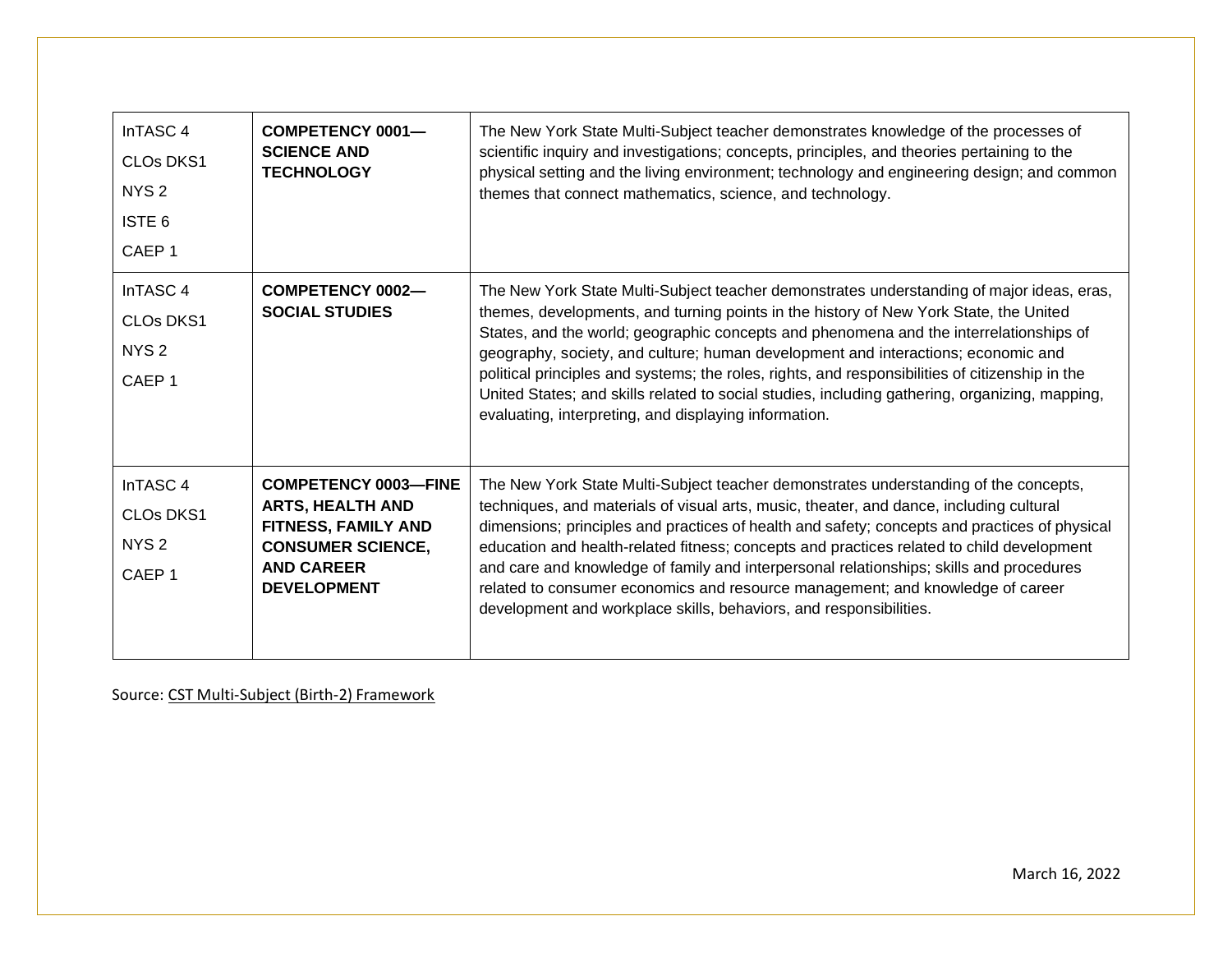| | | |
|---|---|---|
| InTASC 4<br>CLOs DKS1<br>NYS 2<br>ISTE 6<br>CAEP 1 | **COMPETENCY 0001—SCIENCE AND TECHNOLOGY** | The New York State Multi-Subject teacher demonstrates knowledge of the processes of scientific inquiry and investigations; concepts, principles, and theories pertaining to the physical setting and the living environment; technology and engineering design; and common themes that connect mathematics, science, and technology. |
| InTASC 4<br>CLOs DKS1<br>NYS 2<br>CAEP 1 | **COMPETENCY 0002—SOCIAL STUDIES** | The New York State Multi-Subject teacher demonstrates understanding of major ideas, eras, themes, developments, and turning points in the history of New York State, the United States, and the world; geographic concepts and phenomena and the interrelationships of geography, society, and culture; human development and interactions; economic and political principles and systems; the roles, rights, and responsibilities of citizenship in the United States; and skills related to social studies, including gathering, organizing, mapping, evaluating, interpreting, and displaying information. |
| InTASC 4<br>CLOs DKS1<br>NYS 2<br>CAEP 1 | **COMPETENCY 0003—FINE ARTS, HEALTH AND FITNESS, FAMILY AND CONSUMER SCIENCE, AND CAREER DEVELOPMENT** | The New York State Multi-Subject teacher demonstrates understanding of the concepts, techniques, and materials of visual arts, music, theater, and dance, including cultural dimensions; principles and practices of health and safety; concepts and practices of physical education and health-related fitness; concepts and practices related to child development and care and knowledge of family and interpersonal relationships; skills and procedures related to consumer economics and resource management; and knowledge of career development and workplace skills, behaviors, and responsibilities. |

Source: CST Multi-Subject (Birth-2) Framework

March 16, 2022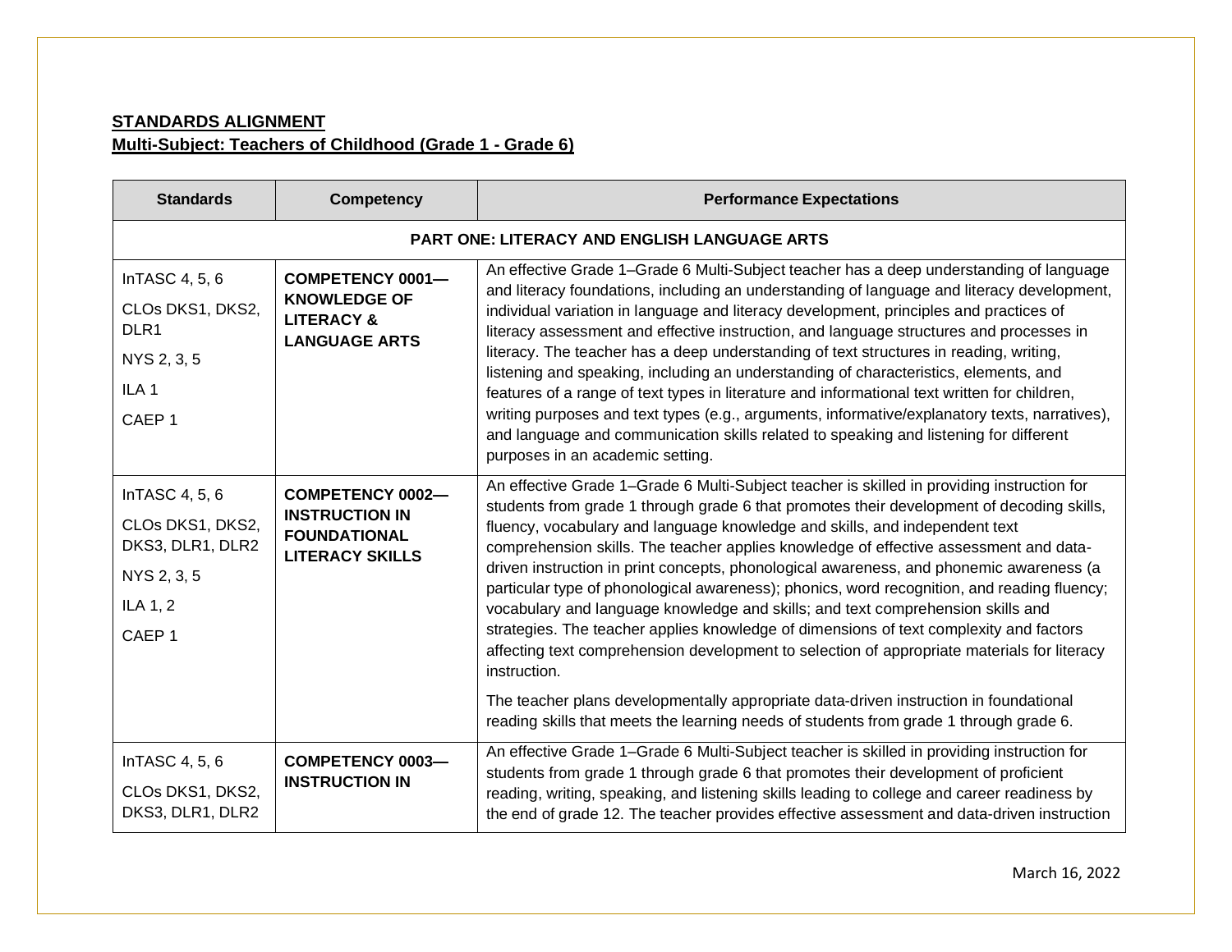**STANDARDS ALIGNMENT**

**Multi-Subject: Teachers of Childhood (Grade 1 - Grade 6)**

| Standards | Competency | Performance Expectations |
|---|---|---|
| **PART ONE: LITERACY AND ENGLISH LANGUAGE ARTS** | | |
| InTASC 4, 5, 6<br>CLOs DKS1, DKS2, DLR1<br>NYS 2, 3, 5<br>ILA 1<br>CAEP 1 | **COMPETENCY 0001—KNOWLEDGE OF LITERACY & LANGUAGE ARTS** | An effective Grade 1–Grade 6 Multi-Subject teacher has a deep understanding of language and literacy foundations, including an understanding of language and literacy development, individual variation in language and literacy development, principles and practices of literacy assessment and effective instruction, and language structures and processes in literacy. The teacher has a deep understanding of text structures in reading, writing, listening and speaking, including an understanding of characteristics, elements, and features of a range of text types in literature and informational text written for children, writing purposes and text types (e.g., arguments, informative/explanatory texts, narratives), and language and communication skills related to speaking and listening for different purposes in an academic setting. |
| InTASC 4, 5, 6<br>CLOs DKS1, DKS2, DKS3, DLR1, DLR2<br>NYS 2, 3, 5<br>ILA 1, 2<br>CAEP 1 | **COMPETENCY 0002—INSTRUCTION IN FOUNDATIONAL LITERACY SKILLS** | An effective Grade 1–Grade 6 Multi-Subject teacher is skilled in providing instruction for students from grade 1 through grade 6 that promotes their development of decoding skills, fluency, vocabulary and language knowledge and skills, and independent text comprehension skills. The teacher applies knowledge of effective assessment and data-driven instruction in print concepts, phonological awareness, and phonemic awareness (a particular type of phonological awareness); phonics, word recognition, and reading fluency; vocabulary and language knowledge and skills; and text comprehension skills and strategies. The teacher applies knowledge of dimensions of text complexity and factors affecting text comprehension development to selection of appropriate materials for literacy instruction.<br><br>The teacher plans developmentally appropriate data-driven instruction in foundational reading skills that meets the learning needs of students from grade 1 through grade 6. |
| InTASC 4, 5, 6<br>CLOs DKS1, DKS2, DKS3, DLR1, DLR2 | **COMPETENCY 0003—INSTRUCTION IN** | An effective Grade 1–Grade 6 Multi-Subject teacher is skilled in providing instruction for students from grade 1 through grade 6 that promotes their development of proficient reading, writing, speaking, and listening skills leading to college and career readiness by the end of grade 12. The teacher provides effective assessment and data-driven instruction |

March 16, 2022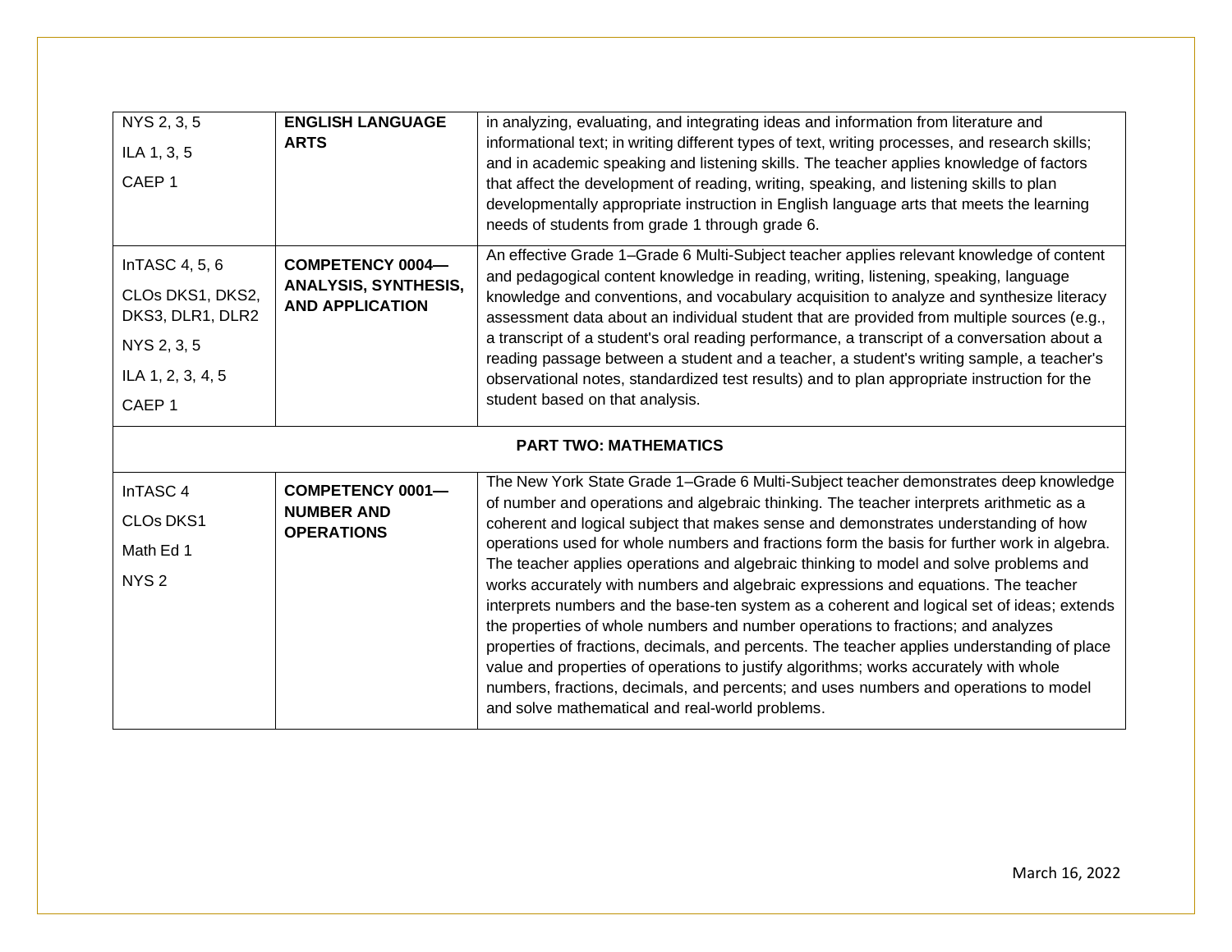| | | |
|---|---|---|
| NYS 2, 3, 5<br>ILA 1, 3, 5<br>CAEP 1 | **ENGLISH LANGUAGE ARTS** | in analyzing, evaluating, and integrating ideas and information from literature and informational text; in writing different types of text, writing processes, and research skills; and in academic speaking and listening skills. The teacher applies knowledge of factors that affect the development of reading, writing, speaking, and listening skills to plan developmentally appropriate instruction in English language arts that meets the learning needs of students from grade 1 through grade 6. |
| InTASC 4, 5, 6<br>CLOs DKS1, DKS2, DKS3, DLR1, DLR2<br>NYS 2, 3, 5<br>ILA 1, 2, 3, 4, 5<br>CAEP 1 | **COMPETENCY 0004—ANALYSIS, SYNTHESIS, AND APPLICATION** | An effective Grade 1–Grade 6 Multi-Subject teacher applies relevant knowledge of content and pedagogical content knowledge in reading, writing, listening, speaking, language knowledge and conventions, and vocabulary acquisition to analyze and synthesize literacy assessment data about an individual student that are provided from multiple sources (e.g., a transcript of a student's oral reading performance, a transcript of a conversation about a reading passage between a student and a teacher, a student's writing sample, a teacher's observational notes, standardized test results) and to plan appropriate instruction for the student based on that analysis. |
| | **PART TWO: MATHEMATICS** | |
| InTASC 4<br>CLOs DKS1<br>Math Ed 1<br>NYS 2 | **COMPETENCY 0001—NUMBER AND OPERATIONS** | The New York State Grade 1–Grade 6 Multi-Subject teacher demonstrates deep knowledge of number and operations and algebraic thinking. The teacher interprets arithmetic as a coherent and logical subject that makes sense and demonstrates understanding of how operations used for whole numbers and fractions form the basis for further work in algebra. The teacher applies operations and algebraic thinking to model and solve problems and works accurately with numbers and algebraic expressions and equations. The teacher interprets numbers and the base-ten system as a coherent and logical set of ideas; extends the properties of whole numbers and number operations to fractions; and analyzes properties of fractions, decimals, and percents. The teacher applies understanding of place value and properties of operations to justify algorithms; works accurately with whole numbers, fractions, decimals, and percents; and uses numbers and operations to model and solve mathematical and real-world problems. |

March 16, 2022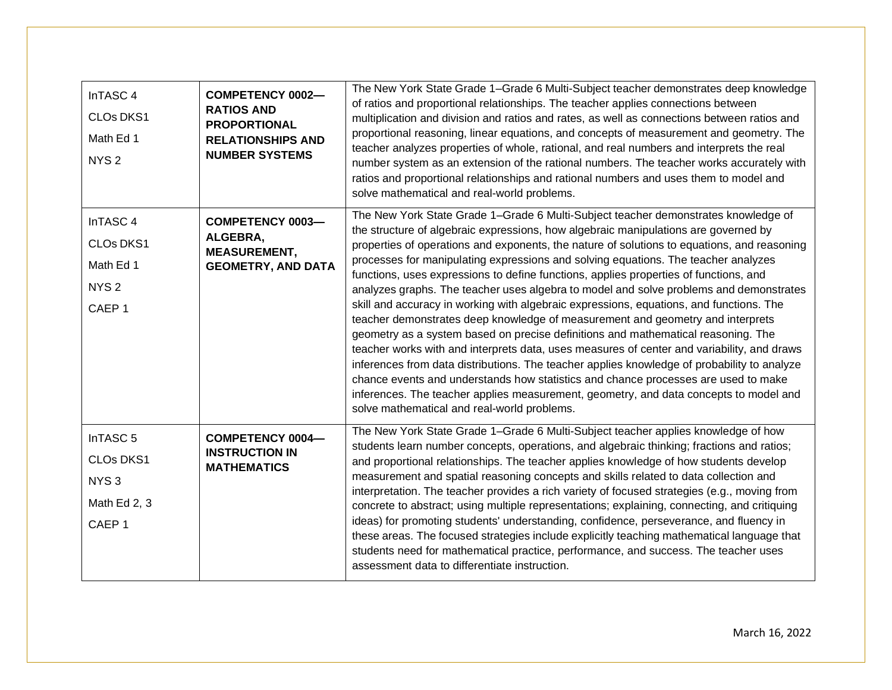| | | |
|---|---|---|
| InTASC 4<br>CLOs DKS1<br>Math Ed 1<br>NYS 2 | **COMPETENCY 0002—RATIOS AND PROPORTIONAL RELATIONSHIPS AND NUMBER SYSTEMS** | The New York State Grade 1–Grade 6 Multi-Subject teacher demonstrates deep knowledge of ratios and proportional relationships. The teacher applies connections between multiplication and division and ratios and rates, as well as connections between ratios and proportional reasoning, linear equations, and concepts of measurement and geometry. The teacher analyzes properties of whole, rational, and real numbers and interprets the real number system as an extension of the rational numbers. The teacher works accurately with ratios and proportional relationships and rational numbers and uses them to model and solve mathematical and real-world problems. |
| InTASC 4<br>CLOs DKS1<br>Math Ed 1<br>NYS 2<br>CAEP 1 | **COMPETENCY 0003—ALGEBRA, MEASUREMENT, GEOMETRY, AND DATA** | The New York State Grade 1–Grade 6 Multi-Subject teacher demonstrates knowledge of the structure of algebraic expressions, how algebraic manipulations are governed by properties of operations and exponents, the nature of solutions to equations, and reasoning processes for manipulating expressions and solving equations. The teacher analyzes functions, uses expressions to define functions, applies properties of functions, and analyzes graphs. The teacher uses algebra to model and solve problems and demonstrates skill and accuracy in working with algebraic expressions, equations, and functions. The teacher demonstrates deep knowledge of measurement and geometry and interprets geometry as a system based on precise definitions and mathematical reasoning. The teacher works with and interprets data, uses measures of center and variability, and draws inferences from data distributions. The teacher applies knowledge of probability to analyze chance events and understands how statistics and chance processes are used to make inferences. The teacher applies measurement, geometry, and data concepts to model and solve mathematical and real-world problems. |
| InTASC 5<br>CLOs DKS1<br>NYS 3<br>Math Ed 2, 3<br>CAEP 1 | **COMPETENCY 0004—INSTRUCTION IN MATHEMATICS** | The New York State Grade 1–Grade 6 Multi-Subject teacher applies knowledge of how students learn number concepts, operations, and algebraic thinking; fractions and ratios; and proportional relationships. The teacher applies knowledge of how students develop measurement and spatial reasoning concepts and skills related to data collection and interpretation. The teacher provides a rich variety of focused strategies (e.g., moving from concrete to abstract; using multiple representations; explaining, connecting, and critiquing ideas) for promoting students' understanding, confidence, perseverance, and fluency in these areas. The focused strategies include explicitly teaching mathematical language that students need for mathematical practice, performance, and success. The teacher uses assessment data to differentiate instruction. |

March 16, 2022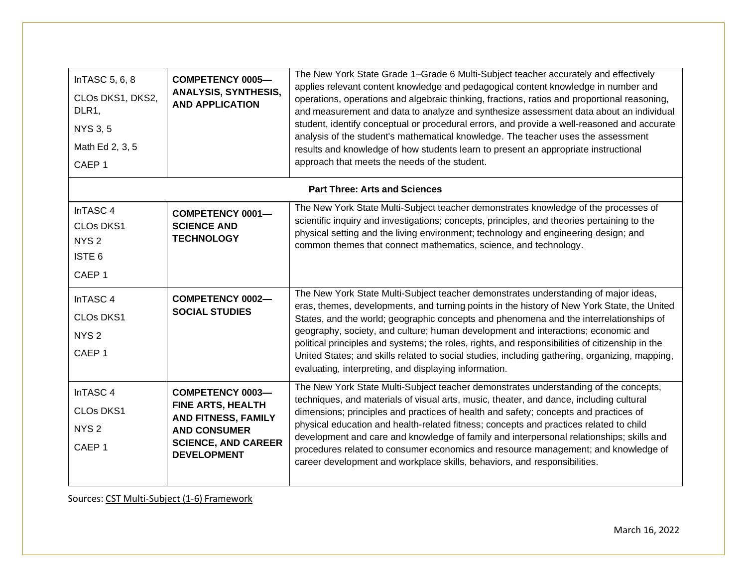| | | |
|---|---|---|
| InTASC 5, 6, 8<br>CLOs DKS1, DKS2, DLR1,<br>NYS 3, 5<br>Math Ed 2, 3, 5<br>CAEP 1 | **COMPETENCY 0005—ANALYSIS, SYNTHESIS, AND APPLICATION** | The New York State Grade 1–Grade 6 Multi-Subject teacher accurately and effectively applies relevant content knowledge and pedagogical content knowledge in number and operations, operations and algebraic thinking, fractions, ratios and proportional reasoning, and measurement and data to analyze and synthesize assessment data about an individual student, identify conceptual or procedural errors, and provide a well-reasoned and accurate analysis of the student's mathematical knowledge. The teacher uses the assessment results and knowledge of how students learn to present an appropriate instructional approach that meets the needs of the student. |
| | **Part Three: Arts and Sciences** | |
| InTASC 4<br>CLOs DKS1<br>NYS 2<br>ISTE 6<br>CAEP 1 | **COMPETENCY 0001—SCIENCE AND TECHNOLOGY** | The New York State Multi-Subject teacher demonstrates knowledge of the processes of scientific inquiry and investigations; concepts, principles, and theories pertaining to the physical setting and the living environment; technology and engineering design; and common themes that connect mathematics, science, and technology. |
| InTASC 4<br>CLOs DKS1<br>NYS 2<br>CAEP 1 | **COMPETENCY 0002—SOCIAL STUDIES** | The New York State Multi-Subject teacher demonstrates understanding of major ideas, eras, themes, developments, and turning points in the history of New York State, the United States, and the world; geographic concepts and phenomena and the interrelationships of geography, society, and culture; human development and interactions; economic and political principles and systems; the roles, rights, and responsibilities of citizenship in the United States; and skills related to social studies, including gathering, organizing, mapping, evaluating, interpreting, and displaying information. |
| InTASC 4<br>CLOs DKS1<br>NYS 2<br>CAEP 1 | **COMPETENCY 0003—FINE ARTS, HEALTH AND FITNESS, FAMILY AND CONSUMER SCIENCE, AND CAREER DEVELOPMENT** | The New York State Multi-Subject teacher demonstrates understanding of the concepts, techniques, and materials of visual arts, music, theater, and dance, including cultural dimensions; principles and practices of health and safety; concepts and practices of physical education and health-related fitness; concepts and practices related to child development and care and knowledge of family and interpersonal relationships; skills and procedures related to consumer economics and resource management; and knowledge of career development and workplace skills, behaviors, and responsibilities. |

Sources: CST Multi-Subject (1-6) Framework

March 16, 2022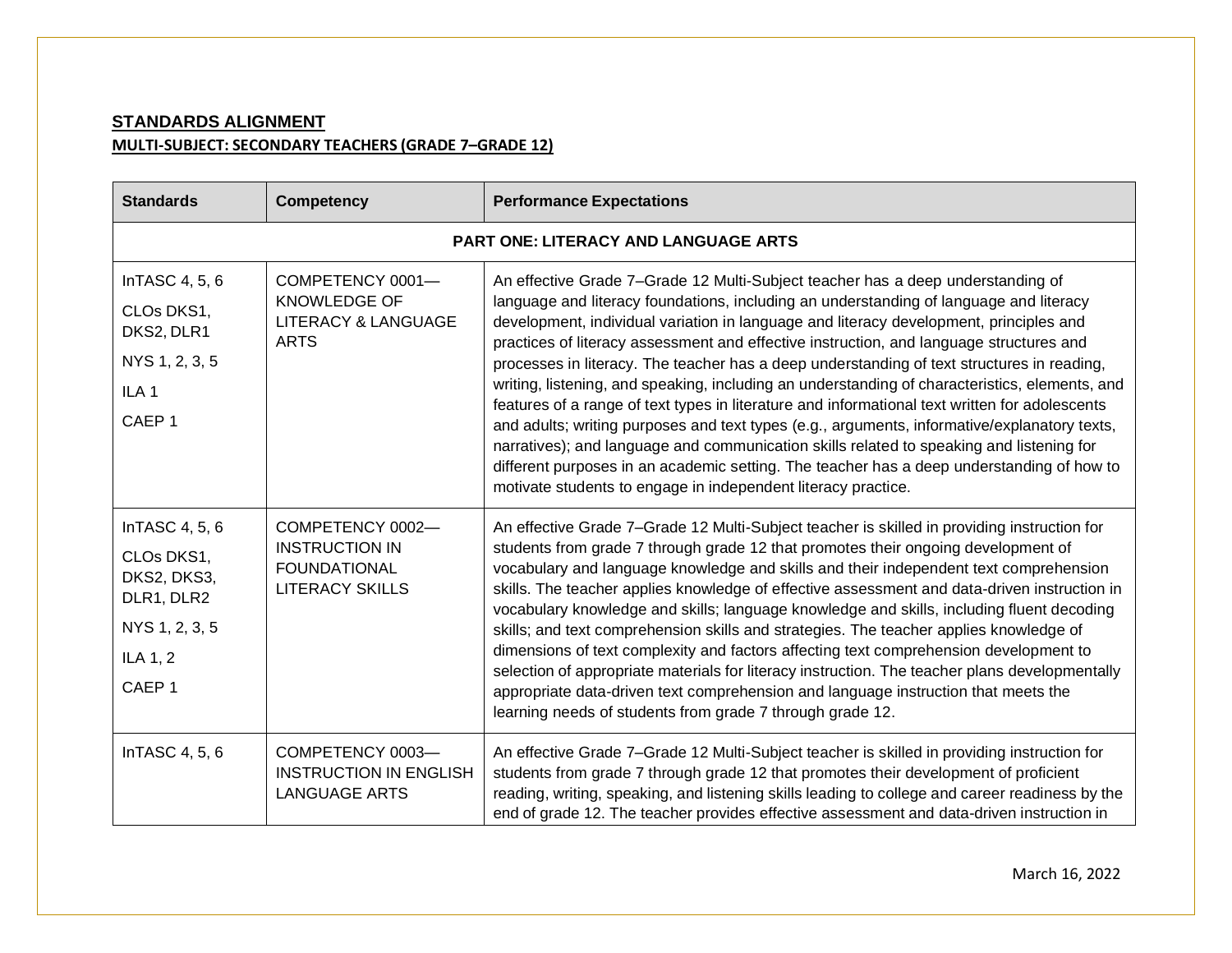## STANDARDS ALIGNMENT

### MULTI-SUBJECT: SECONDARY TEACHERS (GRADE 7–GRADE 12)

| Standards | Competency | Performance Expectations |
|---|---|---|
| **PART ONE: LITERACY AND LANGUAGE ARTS** | | |
| InTASC 4, 5, 6<br>CLOs DKS1, DKS2, DLR1<br>NYS 1, 2, 3, 5<br>ILA 1<br>CAEP 1 | COMPETENCY 0001—KNOWLEDGE OF LITERACY & LANGUAGE ARTS | An effective Grade 7–Grade 12 Multi-Subject teacher has a deep understanding of language and literacy foundations, including an understanding of language and literacy development, individual variation in language and literacy development, principles and practices of literacy assessment and effective instruction, and language structures and processes in literacy. The teacher has a deep understanding of text structures in reading, writing, listening, and speaking, including an understanding of characteristics, elements, and features of a range of text types in literature and informational text written for adolescents and adults; writing purposes and text types (e.g., arguments, informative/explanatory texts, narratives); and language and communication skills related to speaking and listening for different purposes in an academic setting. The teacher has a deep understanding of how to motivate students to engage in independent literacy practice. |
| InTASC 4, 5, 6<br>CLOs DKS1, DKS2, DKS3, DLR1, DLR2<br>NYS 1, 2, 3, 5<br>ILA 1, 2<br>CAEP 1 | COMPETENCY 0002—INSTRUCTION IN FOUNDATIONAL LITERACY SKILLS | An effective Grade 7–Grade 12 Multi-Subject teacher is skilled in providing instruction for students from grade 7 through grade 12 that promotes their ongoing development of vocabulary and language knowledge and skills and their independent text comprehension skills. The teacher applies knowledge of effective assessment and data-driven instruction in vocabulary knowledge and skills; language knowledge and skills, including fluent decoding skills; and text comprehension skills and strategies. The teacher applies knowledge of dimensions of text complexity and factors affecting text comprehension development to selection of appropriate materials for literacy instruction. The teacher plans developmentally appropriate data-driven text comprehension and language instruction that meets the learning needs of students from grade 7 through grade 12. |
| InTASC 4, 5, 6 | COMPETENCY 0003—INSTRUCTION IN ENGLISH LANGUAGE ARTS | An effective Grade 7–Grade 12 Multi-Subject teacher is skilled in providing instruction for students from grade 7 through grade 12 that promotes their development of proficient reading, writing, speaking, and listening skills leading to college and career readiness by the end of grade 12. The teacher provides effective assessment and data-driven instruction in |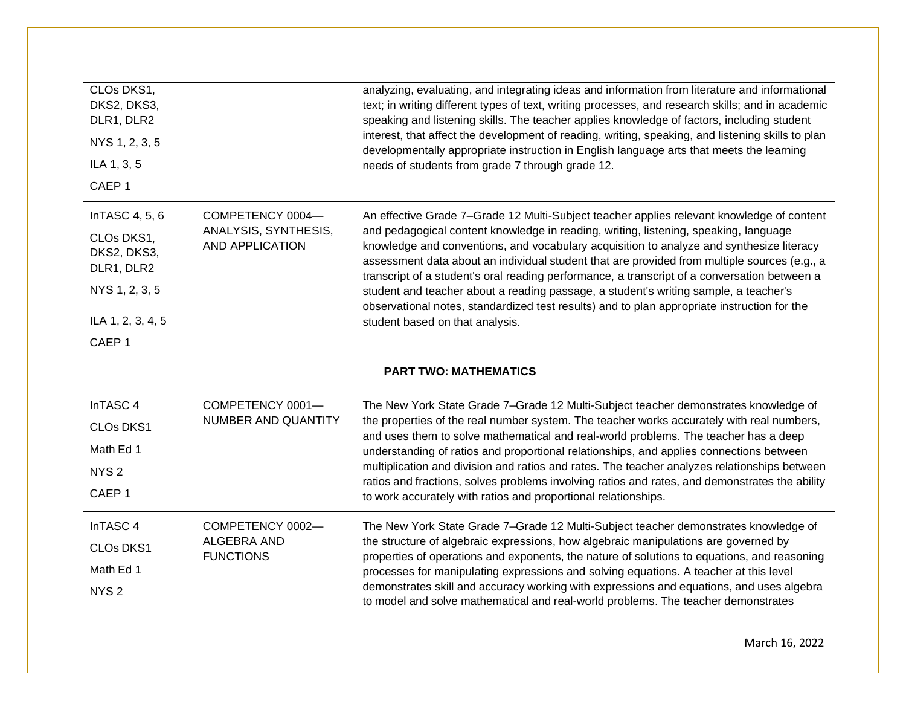| | | |
|---|---|---|
| CLOs DKS1, DKS2, DKS3, DLR1, DLR2<br>NYS 1, 2, 3, 5<br>ILA 1, 3, 5<br>CAEP 1 | | analyzing, evaluating, and integrating ideas and information from literature and informational text; in writing different types of text, writing processes, and research skills; and in academic speaking and listening skills. The teacher applies knowledge of factors, including student interest, that affect the development of reading, writing, speaking, and listening skills to plan developmentally appropriate instruction in English language arts that meets the learning needs of students from grade 7 through grade 12. |
| InTASC 4, 5, 6<br>CLOs DKS1, DKS2, DKS3, DLR1, DLR2<br>NYS 1, 2, 3, 5<br>ILA 1, 2, 3, 4, 5<br>CAEP 1 | COMPETENCY 0004—ANALYSIS, SYNTHESIS, AND APPLICATION | An effective Grade 7–Grade 12 Multi-Subject teacher applies relevant knowledge of content and pedagogical content knowledge in reading, writing, listening, speaking, language knowledge and conventions, and vocabulary acquisition to analyze and synthesize literacy assessment data about an individual student that are provided from multiple sources (e.g., a transcript of a student's oral reading performance, a transcript of a conversation between a student and teacher about a reading passage, a student's writing sample, a teacher's observational notes, standardized test results) and to plan appropriate instruction for the student based on that analysis. |
| **PART TWO: MATHEMATICS** | | |
| InTASC 4<br>CLOs DKS1<br>Math Ed 1<br>NYS 2<br>CAEP 1 | COMPETENCY 0001—NUMBER AND QUANTITY | The New York State Grade 7–Grade 12 Multi-Subject teacher demonstrates knowledge of the properties of the real number system. The teacher works accurately with real numbers, and uses them to solve mathematical and real-world problems. The teacher has a deep understanding of ratios and proportional relationships, and applies connections between multiplication and division and ratios and rates. The teacher analyzes relationships between ratios and fractions, solves problems involving ratios and rates, and demonstrates the ability to work accurately with ratios and proportional relationships. |
| InTASC 4<br>CLOs DKS1<br>Math Ed 1<br>NYS 2 | COMPETENCY 0002—ALGEBRA AND FUNCTIONS | The New York State Grade 7–Grade 12 Multi-Subject teacher demonstrates knowledge of the structure of algebraic expressions, how algebraic manipulations are governed by properties of operations and exponents, the nature of solutions to equations, and reasoning processes for manipulating expressions and solving equations. A teacher at this level demonstrates skill and accuracy working with expressions and equations, and uses algebra to model and solve mathematical and real-world problems. The teacher demonstrates |

March 16, 2022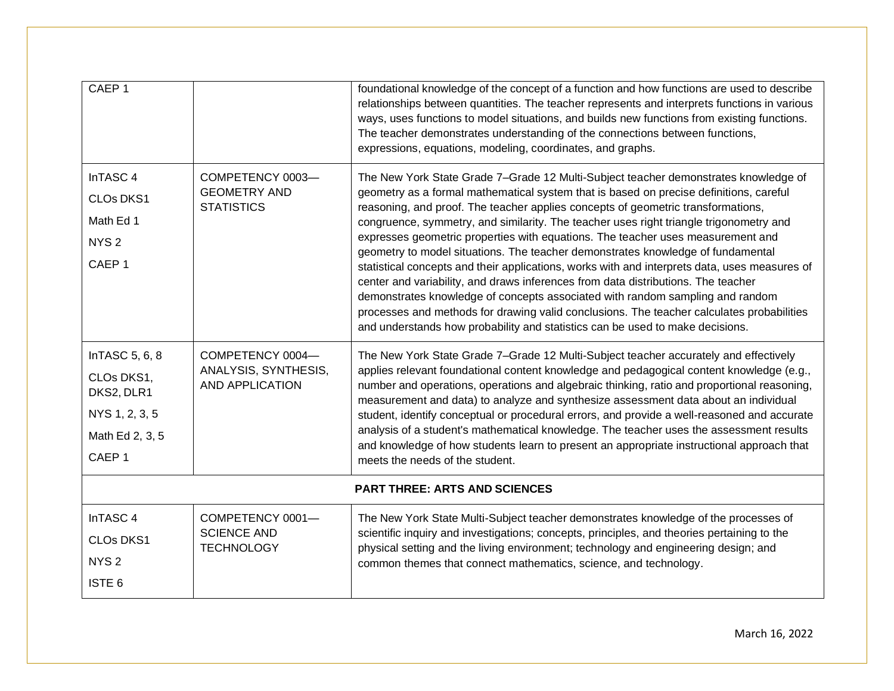| | | |
|---|---|---|
| CAEP 1 | | foundational knowledge of the concept of a function and how functions are used to describe relationships between quantities. The teacher represents and interprets functions in various ways, uses functions to model situations, and builds new functions from existing functions. The teacher demonstrates understanding of the connections between functions, expressions, equations, modeling, coordinates, and graphs. |
| InTASC 4<br>CLOs DKS1<br>Math Ed 1<br>NYS 2<br>CAEP 1 | COMPETENCY 0003—GEOMETRY AND STATISTICS | The New York State Grade 7–Grade 12 Multi-Subject teacher demonstrates knowledge of geometry as a formal mathematical system that is based on precise definitions, careful reasoning, and proof. The teacher applies concepts of geometric transformations, congruence, symmetry, and similarity. The teacher uses right triangle trigonometry and expresses geometric properties with equations. The teacher uses measurement and geometry to model situations. The teacher demonstrates knowledge of fundamental statistical concepts and their applications, works with and interprets data, uses measures of center and variability, and draws inferences from data distributions. The teacher demonstrates knowledge of concepts associated with random sampling and random processes and methods for drawing valid conclusions. The teacher calculates probabilities and understands how probability and statistics can be used to make decisions. |
| InTASC 5, 6, 8<br>CLOs DKS1, DKS2, DLR1<br>NYS 1, 2, 3, 5<br>Math Ed 2, 3, 5<br>CAEP 1 | COMPETENCY 0004—ANALYSIS, SYNTHESIS, AND APPLICATION | The New York State Grade 7–Grade 12 Multi-Subject teacher accurately and effectively applies relevant foundational content knowledge and pedagogical content knowledge (e.g., number and operations, operations and algebraic thinking, ratio and proportional reasoning, measurement and data) to analyze and synthesize assessment data about an individual student, identify conceptual or procedural errors, and provide a well-reasoned and accurate analysis of a student's mathematical knowledge. The teacher uses the assessment results and knowledge of how students learn to present an appropriate instructional approach that meets the needs of the student. |
| **PART THREE: ARTS AND SCIENCES** | | |
| InTASC 4<br>CLOs DKS1<br>NYS 2<br>ISTE 6 | COMPETENCY 0001—SCIENCE AND TECHNOLOGY | The New York State Multi-Subject teacher demonstrates knowledge of the processes of scientific inquiry and investigations; concepts, principles, and theories pertaining to the physical setting and the living environment; technology and engineering design; and common themes that connect mathematics, science, and technology. |

March 16, 2022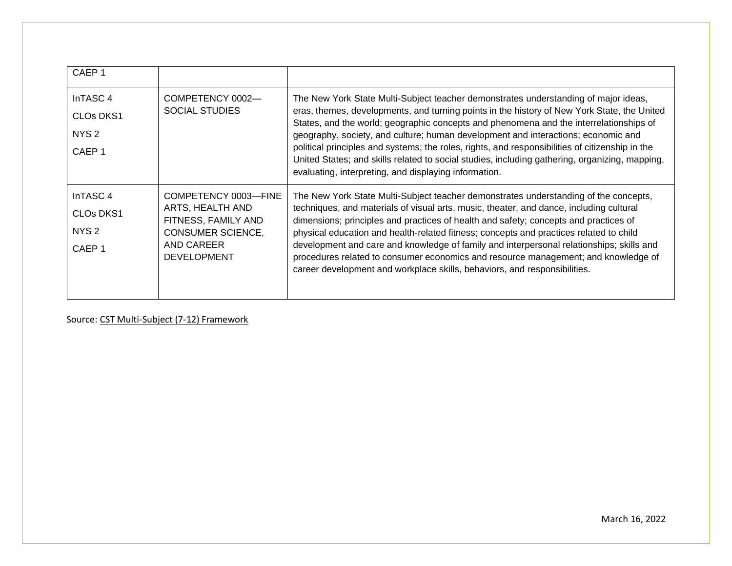| | | |
|---|---|---|
| CAEP 1 | | |
| InTASC 4<br>CLOs DKS1<br>NYS 2<br>CAEP 1 | COMPETENCY 0002—SOCIAL STUDIES | The New York State Multi-Subject teacher demonstrates understanding of major ideas, eras, themes, developments, and turning points in the history of New York State, the United States, and the world; geographic concepts and phenomena and the interrelationships of geography, society, and culture; human development and interactions; economic and political principles and systems; the roles, rights, and responsibilities of citizenship in the United States; and skills related to social studies, including gathering, organizing, mapping, evaluating, interpreting, and displaying information. |
| InTASC 4<br>CLOs DKS1<br>NYS 2<br>CAEP 1 | COMPETENCY 0003—FINE ARTS, HEALTH AND FITNESS, FAMILY AND CONSUMER SCIENCE, AND CAREER DEVELOPMENT | The New York State Multi-Subject teacher demonstrates understanding of the concepts, techniques, and materials of visual arts, music, theater, and dance, including cultural dimensions; principles and practices of health and safety; concepts and practices of physical education and health-related fitness; concepts and practices related to child development and care and knowledge of family and interpersonal relationships; skills and procedures related to consumer economics and resource management; and knowledge of career development and workplace skills, behaviors, and responsibilities. |

Source: CST Multi-Subject (7-12) Framework

March 16, 2022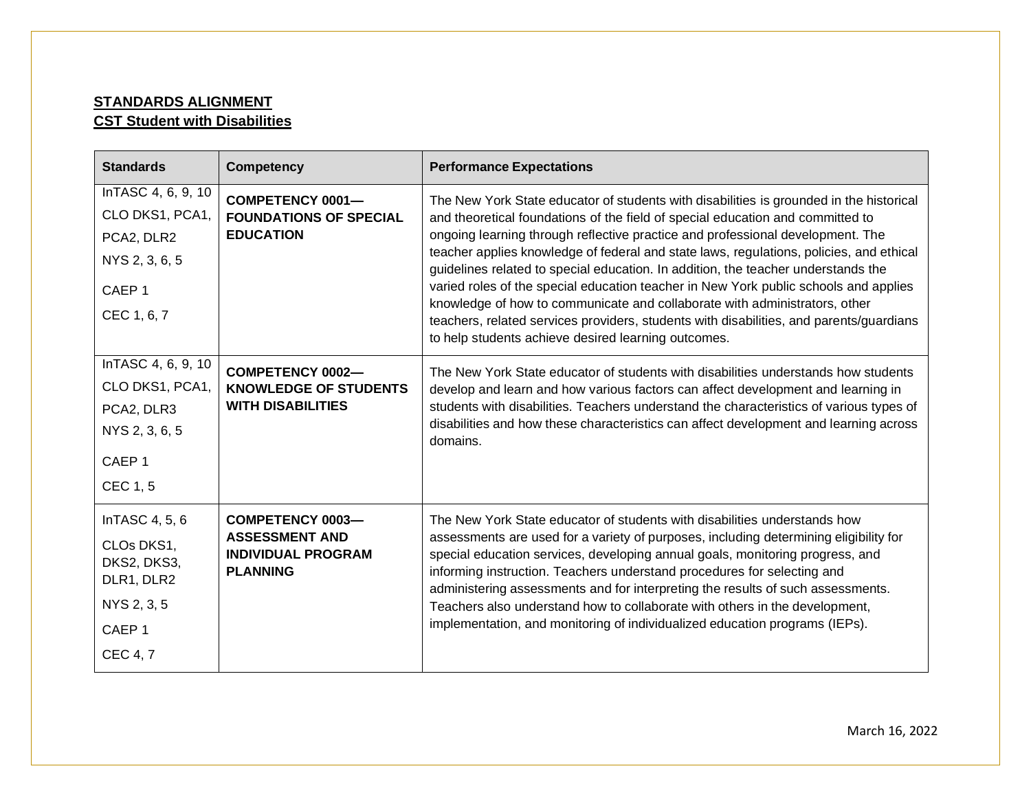**STANDARDS ALIGNMENT**
**CST Student with Disabilities**

| Standards | Competency | Performance Expectations |
|---|---|---|
| InTASC 4, 6, 9, 10<br>CLO DKS1, PCA1, PCA2, DLR2<br>NYS 2, 3, 6, 5<br>CAEP 1<br>CEC 1, 6, 7 | **COMPETENCY 0001—FOUNDATIONS OF SPECIAL EDUCATION** | The New York State educator of students with disabilities is grounded in the historical and theoretical foundations of the field of special education and committed to ongoing learning through reflective practice and professional development. The teacher applies knowledge of federal and state laws, regulations, policies, and ethical guidelines related to special education. In addition, the teacher understands the varied roles of the special education teacher in New York public schools and applies knowledge of how to communicate and collaborate with administrators, other teachers, related services providers, students with disabilities, and parents/guardians to help students achieve desired learning outcomes. |
| InTASC 4, 6, 9, 10<br>CLO DKS1, PCA1, PCA2, DLR3<br>NYS 2, 3, 6, 5<br>CAEP 1<br>CEC 1, 5 | **COMPETENCY 0002—KNOWLEDGE OF STUDENTS WITH DISABILITIES** | The New York State educator of students with disabilities understands how students develop and learn and how various factors can affect development and learning in students with disabilities. Teachers understand the characteristics of various types of disabilities and how these characteristics can affect development and learning across domains. |
| InTASC 4, 5, 6<br>CLOs DKS1, DKS2, DKS3, DLR1, DLR2<br>NYS 2, 3, 5<br>CAEP 1<br>CEC 4, 7 | **COMPETENCY 0003—ASSESSMENT AND INDIVIDUAL PROGRAM PLANNING** | The New York State educator of students with disabilities understands how assessments are used for a variety of purposes, including determining eligibility for special education services, developing annual goals, monitoring progress, and informing instruction. Teachers understand procedures for selecting and administering assessments and for interpreting the results of such assessments. Teachers also understand how to collaborate with others in the development, implementation, and monitoring of individualized education programs (IEPs). |

March 16, 2022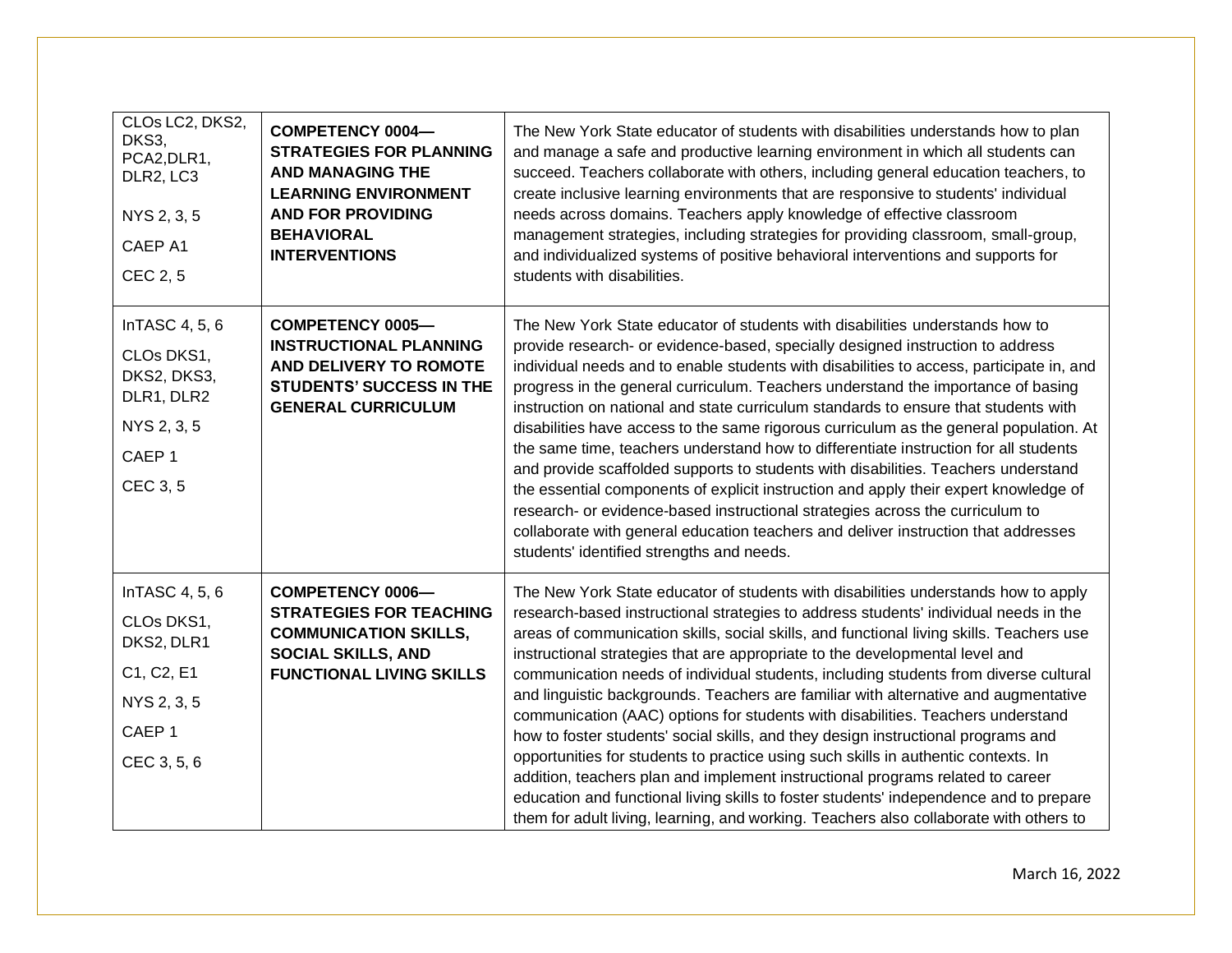| | | |
|---|---|---|
| CLOs LC2, DKS2, DKS3, PCA2,DLR1, DLR2, LC3<br><br>NYS 2, 3, 5<br><br>CAEP A1<br><br>CEC 2, 5 | **COMPETENCY 0004—STRATEGIES FOR PLANNING AND MANAGING THE LEARNING ENVIRONMENT AND FOR PROVIDING BEHAVIORAL INTERVENTIONS** | The New York State educator of students with disabilities understands how to plan and manage a safe and productive learning environment in which all students can succeed. Teachers collaborate with others, including general education teachers, to create inclusive learning environments that are responsive to students' individual needs across domains. Teachers apply knowledge of effective classroom management strategies, including strategies for providing classroom, small-group, and individualized systems of positive behavioral interventions and supports for students with disabilities. |
| InTASC 4, 5, 6<br><br>CLOs DKS1, DKS2, DKS3, DLR1, DLR2<br><br>NYS 2, 3, 5<br><br>CAEP 1<br><br>CEC 3, 5 | **COMPETENCY 0005—INSTRUCTIONAL PLANNING AND DELIVERY TO ROMOTE STUDENTS' SUCCESS IN THE GENERAL CURRICULUM** | The New York State educator of students with disabilities understands how to provide research- or evidence-based, specially designed instruction to address individual needs and to enable students with disabilities to access, participate in, and progress in the general curriculum. Teachers understand the importance of basing instruction on national and state curriculum standards to ensure that students with disabilities have access to the same rigorous curriculum as the general population. At the same time, teachers understand how to differentiate instruction for all students and provide scaffolded supports to students with disabilities. Teachers understand the essential components of explicit instruction and apply their expert knowledge of research- or evidence-based instructional strategies across the curriculum to collaborate with general education teachers and deliver instruction that addresses students' identified strengths and needs. |
| InTASC 4, 5, 6<br><br>CLOs DKS1, DKS2, DLR1<br><br>C1, C2, E1<br><br>NYS 2, 3, 5<br><br>CAEP 1<br><br>CEC 3, 5, 6 | **COMPETENCY 0006—STRATEGIES FOR TEACHING COMMUNICATION SKILLS, SOCIAL SKILLS, AND FUNCTIONAL LIVING SKILLS** | The New York State educator of students with disabilities understands how to apply research-based instructional strategies to address students' individual needs in the areas of communication skills, social skills, and functional living skills. Teachers use instructional strategies that are appropriate to the developmental level and communication needs of individual students, including students from diverse cultural and linguistic backgrounds. Teachers are familiar with alternative and augmentative communication (AAC) options for students with disabilities. Teachers understand how to foster students' social skills, and they design instructional programs and opportunities for students to practice using such skills in authentic contexts. In addition, teachers plan and implement instructional programs related to career education and functional living skills to foster students' independence and to prepare them for adult living, learning, and working. Teachers also collaborate with others to |

March 16, 2022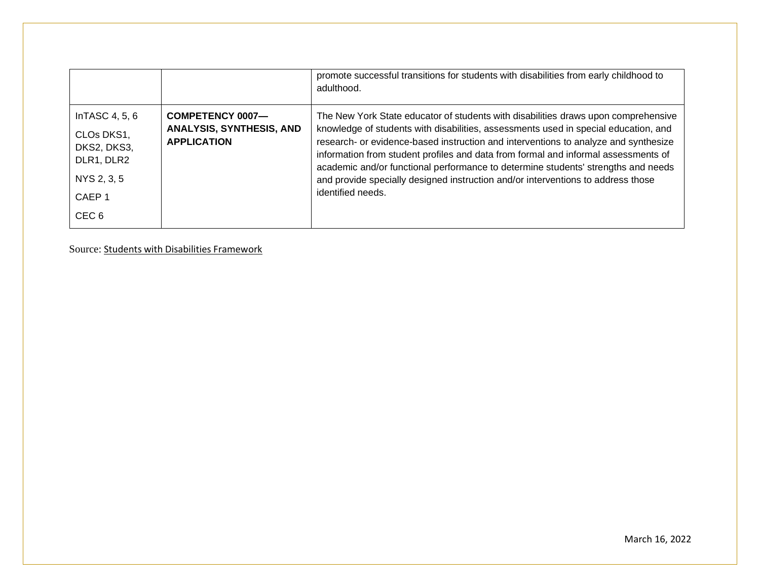| | | |
|---|---|---|
| | | promote successful transitions for students with disabilities from early childhood to adulthood. |
| InTASC 4, 5, 6<br>CLOs DKS1, DKS2, DKS3, DLR1, DLR2<br>NYS 2, 3, 5<br>CAEP 1<br>CEC 6 | **COMPETENCY 0007—ANALYSIS, SYNTHESIS, AND APPLICATION** | The New York State educator of students with disabilities draws upon comprehensive knowledge of students with disabilities, assessments used in special education, and research- or evidence-based instruction and interventions to analyze and synthesize information from student profiles and data from formal and informal assessments of academic and/or functional performance to determine students' strengths and needs and provide specially designed instruction and/or interventions to address those identified needs. |

Source: Students with Disabilities Framework

March 16, 2022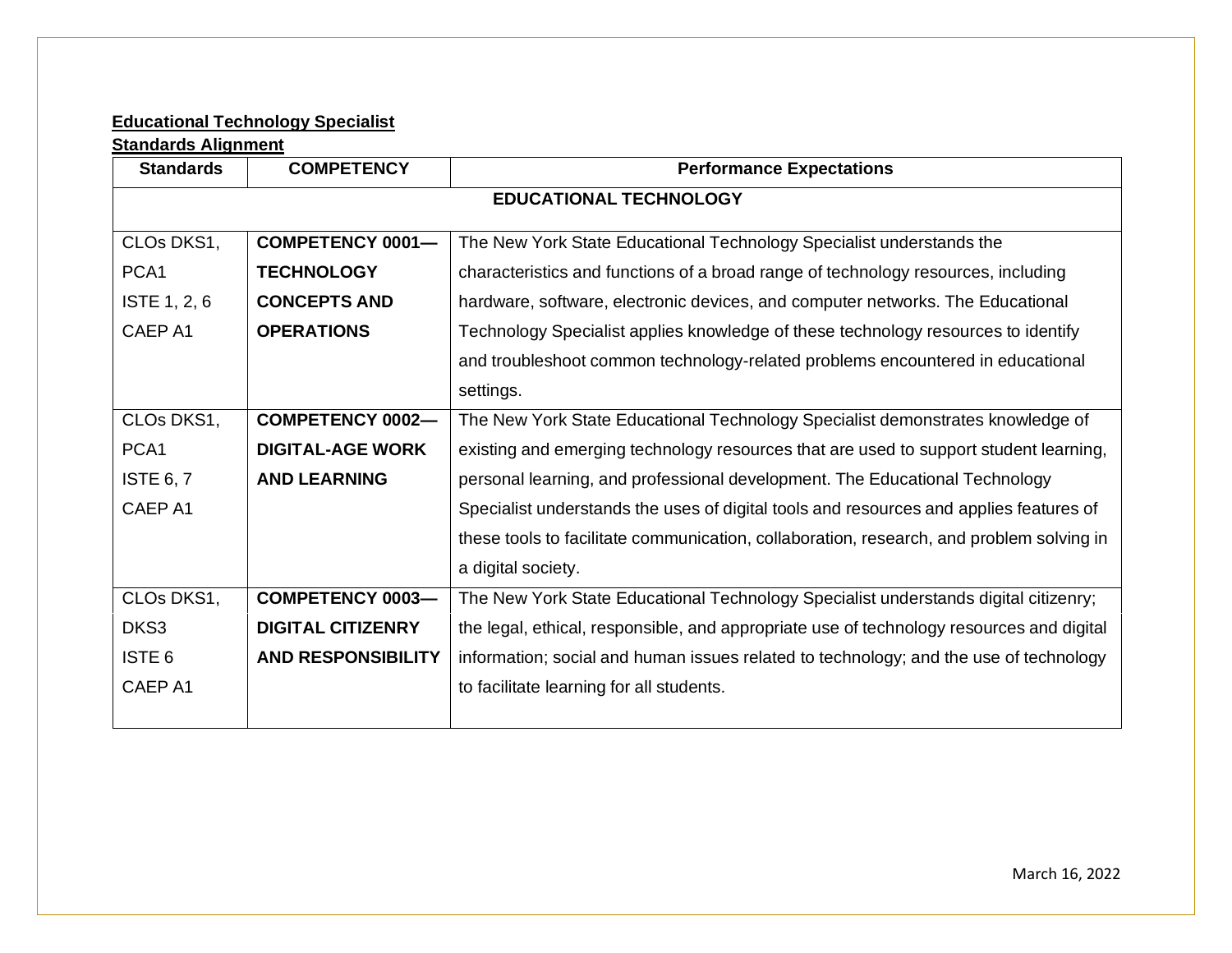**Educational Technology Specialist**

**Standards Alignment**

| Standards | COMPETENCY | Performance Expectations |
|---|---|---|
| | **EDUCATIONAL TECHNOLOGY** | |
| CLOs DKS1, PCA1<br>ISTE 1, 2, 6<br>CAEP A1 | **COMPETENCY 0001—TECHNOLOGY CONCEPTS AND OPERATIONS** | The New York State Educational Technology Specialist understands the characteristics and functions of a broad range of technology resources, including hardware, software, electronic devices, and computer networks. The Educational Technology Specialist applies knowledge of these technology resources to identify and troubleshoot common technology-related problems encountered in educational settings. |
| CLOs DKS1, PCA1<br>ISTE 6, 7<br>CAEP A1 | **COMPETENCY 0002—DIGITAL-AGE WORK AND LEARNING** | The New York State Educational Technology Specialist demonstrates knowledge of existing and emerging technology resources that are used to support student learning, personal learning, and professional development. The Educational Technology Specialist understands the uses of digital tools and resources and applies features of these tools to facilitate communication, collaboration, research, and problem solving in a digital society. |
| CLOs DKS1, DKS3<br>ISTE 6<br>CAEP A1 | **COMPETENCY 0003—DIGITAL CITIZENRY AND RESPONSIBILITY** | The New York State Educational Technology Specialist understands digital citizenry; the legal, ethical, responsible, and appropriate use of technology resources and digital information; social and human issues related to technology; and the use of technology to facilitate learning for all students. |

March 16, 2022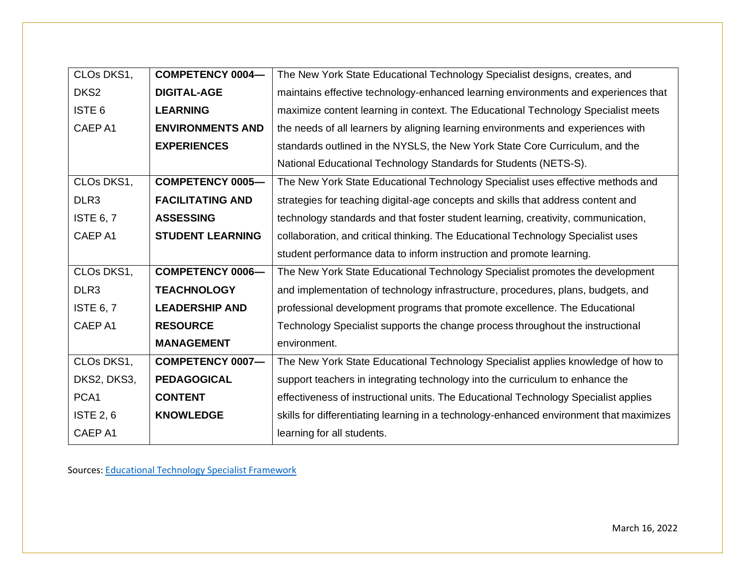| | | |
|---|---|---|
| CLOs DKS1, DKS2<br>ISTE 6<br>CAEP A1 | **COMPETENCY 0004—DIGITAL-AGE LEARNING ENVIRONMENTS AND EXPERIENCES** | The New York State Educational Technology Specialist designs, creates, and maintains effective technology-enhanced learning environments and experiences that maximize content learning in context. The Educational Technology Specialist meets the needs of all learners by aligning learning environments and experiences with standards outlined in the NYSLS, the New York State Core Curriculum, and the National Educational Technology Standards for Students (NETS-S). |
| CLOs DKS1, DLR3<br>ISTE 6, 7<br>CAEP A1 | **COMPETENCY 0005—FACILITATING AND ASSESSING STUDENT LEARNING** | The New York State Educational Technology Specialist uses effective methods and strategies for teaching digital-age concepts and skills that address content and technology standards and that foster student learning, creativity, communication, collaboration, and critical thinking. The Educational Technology Specialist uses student performance data to inform instruction and promote learning. |
| CLOs DKS1, DLR3<br>ISTE 6, 7<br>CAEP A1 | **COMPETENCY 0006—TEACHNOLOGY LEADERSHIP AND RESOURCE MANAGEMENT** | The New York State Educational Technology Specialist promotes the development and implementation of technology infrastructure, procedures, plans, budgets, and professional development programs that promote excellence. The Educational Technology Specialist supports the change process throughout the instructional environment. |
| CLOs DKS1, DKS2, DKS3, PCA1<br>ISTE 2, 6<br>CAEP A1 | **COMPETENCY 0007—PEDAGOGICAL CONTENT KNOWLEDGE** | The New York State Educational Technology Specialist applies knowledge of how to support teachers in integrating technology into the curriculum to enhance the effectiveness of instructional units. The Educational Technology Specialist applies skills for differentiating learning in a technology-enhanced environment that maximizes learning for all students. |

Sources: [Educational Technology Specialist Framework]()

March 16, 2022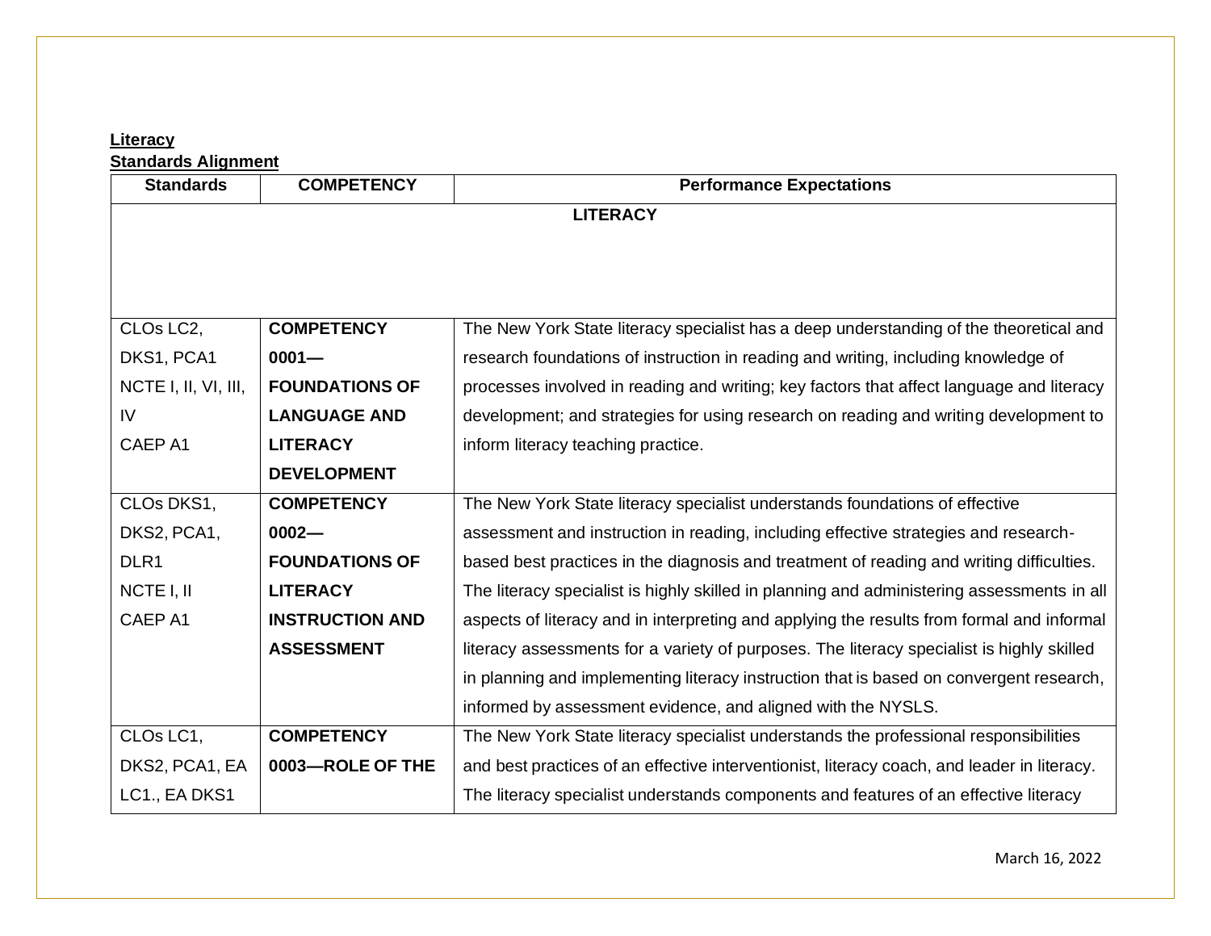**Literacy**
**Standards Alignment**

| Standards | COMPETENCY | Performance Expectations |
|---|---|---|
| | | **LITERACY** |
| CLOs LC2, DKS1, PCA1 NCTE I, II, VI, III, IV CAEP A1 | **COMPETENCY 0001—FOUNDATIONS OF LANGUAGE AND LITERACY DEVELOPMENT** | The New York State literacy specialist has a deep understanding of the theoretical and research foundations of instruction in reading and writing, including knowledge of processes involved in reading and writing; key factors that affect language and literacy development; and strategies for using research on reading and writing development to inform literacy teaching practice. |
| CLOs DKS1, DKS2, PCA1, DLR1 NCTE I, II CAEP A1 | **COMPETENCY 0002—FOUNDATIONS OF LITERACY INSTRUCTION AND ASSESSMENT** | The New York State literacy specialist understands foundations of effective assessment and instruction in reading, including effective strategies and research-based best practices in the diagnosis and treatment of reading and writing difficulties. The literacy specialist is highly skilled in planning and administering assessments in all aspects of literacy and in interpreting and applying the results from formal and informal literacy assessments for a variety of purposes. The literacy specialist is highly skilled in planning and implementing literacy instruction that is based on convergent research, informed by assessment evidence, and aligned with the NYSLS. |
| CLOs LC1, DKS2, PCA1, EA LC1., EA DKS1 | **COMPETENCY 0003—ROLE OF THE** | The New York State literacy specialist understands the professional responsibilities and best practices of an effective interventionist, literacy coach, and leader in literacy. The literacy specialist understands components and features of an effective literacy |

March 16, 2022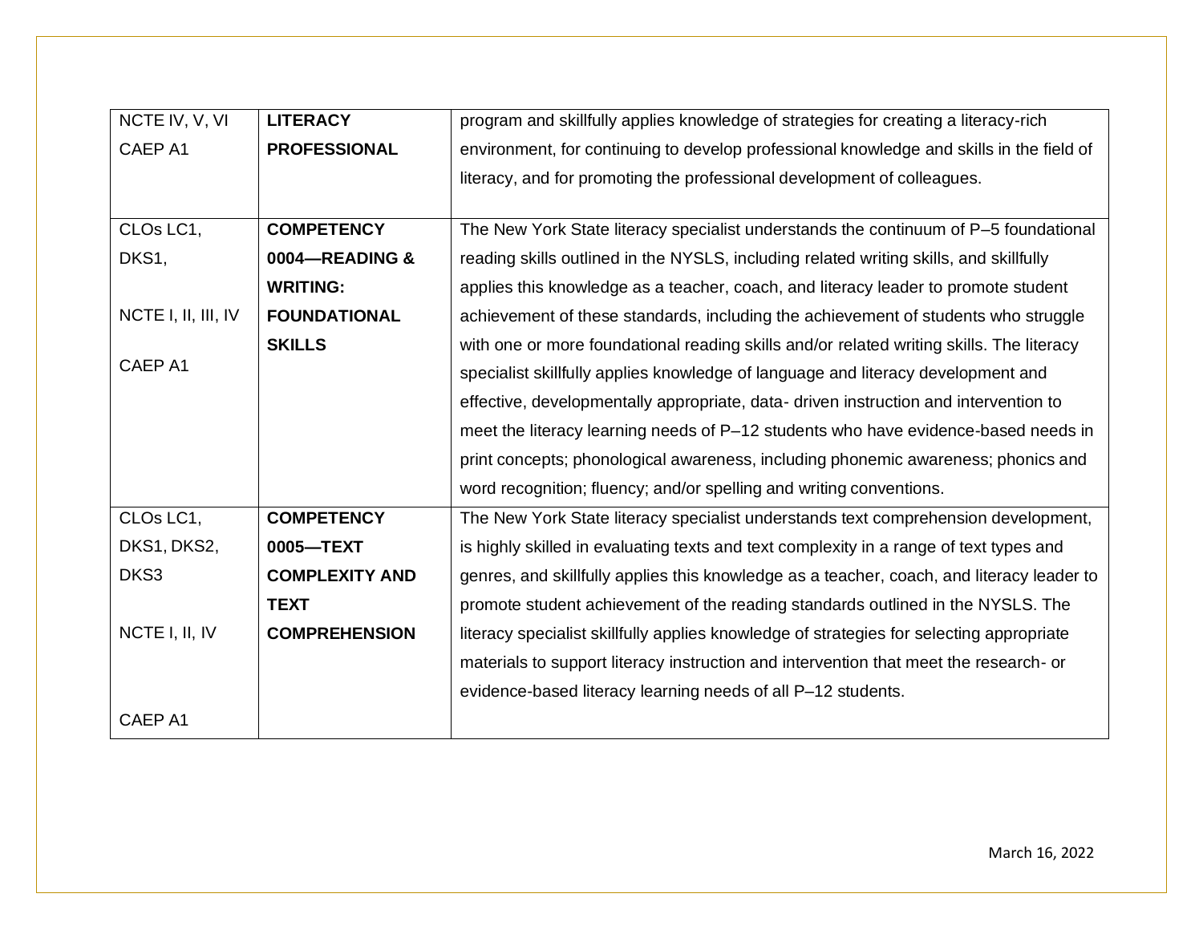| NCTE IV, V, VI<br>CAEP A1 | **LITERACY PROFESSIONAL** | program and skillfully applies knowledge of strategies for creating a literacy-rich environment, for continuing to develop professional knowledge and skills in the field of literacy, and for promoting the professional development of colleagues. |
|---|---|---|
| CLOs LC1, DKS1,<br><br>NCTE I, II, III, IV<br><br>CAEP A1 | **COMPETENCY 0004—READING & WRITING: FOUNDATIONAL SKILLS** | The New York State literacy specialist understands the continuum of P–5 foundational reading skills outlined in the NYSLS, including related writing skills, and skillfully applies this knowledge as a teacher, coach, and literacy leader to promote student achievement of these standards, including the achievement of students who struggle with one or more foundational reading skills and/or related writing skills. The literacy specialist skillfully applies knowledge of language and literacy development and effective, developmentally appropriate, data- driven instruction and intervention to meet the literacy learning needs of P–12 students who have evidence-based needs in print concepts; phonological awareness, including phonemic awareness; phonics and word recognition; fluency; and/or spelling and writing conventions. |
| CLOs LC1, DKS1, DKS2, DKS3<br><br>NCTE I, II, IV<br><br>CAEP A1 | **COMPETENCY 0005—TEXT COMPLEXITY AND TEXT COMPREHENSION** | The New York State literacy specialist understands text comprehension development, is highly skilled in evaluating texts and text complexity in a range of text types and genres, and skillfully applies this knowledge as a teacher, coach, and literacy leader to promote student achievement of the reading standards outlined in the NYSLS. The literacy specialist skillfully applies knowledge of strategies for selecting appropriate materials to support literacy instruction and intervention that meet the research- or evidence-based literacy learning needs of all P–12 students. |

March 16, 2022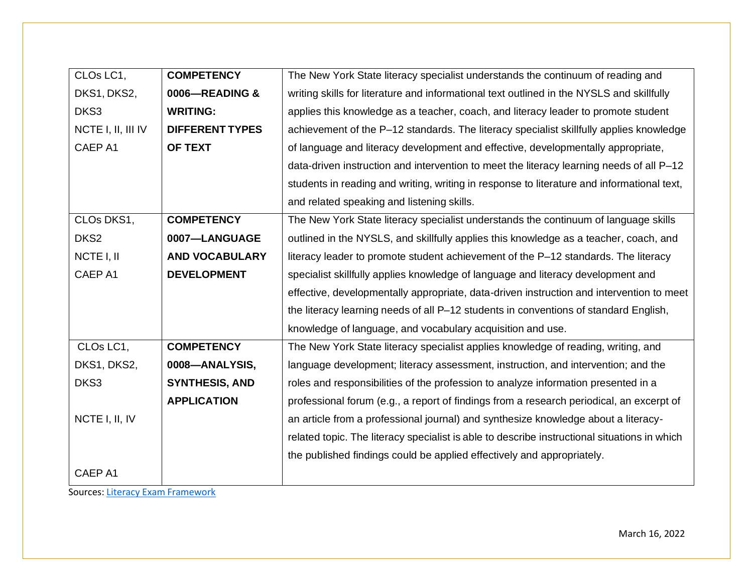| CLOs LC1, DKS1, DKS2, DKS3 NCTE I, II, III IV CAEP A1 | **COMPETENCY 0006—READING & WRITING: DIFFERENT TYPES OF TEXT** | The New York State literacy specialist understands the continuum of reading and writing skills for literature and informational text outlined in the NYSLS and skillfully applies this knowledge as a teacher, coach, and literacy leader to promote student achievement of the P–12 standards. The literacy specialist skillfully applies knowledge of language and literacy development and effective, developmentally appropriate, data-driven instruction and intervention to meet the literacy learning needs of all P–12 students in reading and writing, writing in response to literature and informational text, and related speaking and listening skills. |
|---|---|---|
| CLOs DKS1, DKS2 NCTE I, II CAEP A1 | **COMPETENCY 0007—LANGUAGE AND VOCABULARY DEVELOPMENT** | The New York State literacy specialist understands the continuum of language skills outlined in the NYSLS, and skillfully applies this knowledge as a teacher, coach, and literacy leader to promote student achievement of the P–12 standards. The literacy specialist skillfully applies knowledge of language and literacy development and effective, developmentally appropriate, data-driven instruction and intervention to meet the literacy learning needs of all P–12 students in conventions of standard English, knowledge of language, and vocabulary acquisition and use. |
| CLOs LC1, DKS1, DKS2, DKS3 NCTE I, II, IV CAEP A1 | **COMPETENCY 0008—ANALYSIS, SYNTHESIS, AND APPLICATION** | The New York State literacy specialist applies knowledge of reading, writing, and language development; literacy assessment, instruction, and intervention; and the roles and responsibilities of the profession to analyze information presented in a professional forum (e.g., a report of findings from a research periodical, an excerpt of an article from a professional journal) and synthesize knowledge about a literacy-related topic. The literacy specialist is able to describe instructional situations in which the published findings could be applied effectively and appropriately. |

Sources: Literacy Exam Framework

March 16, 2022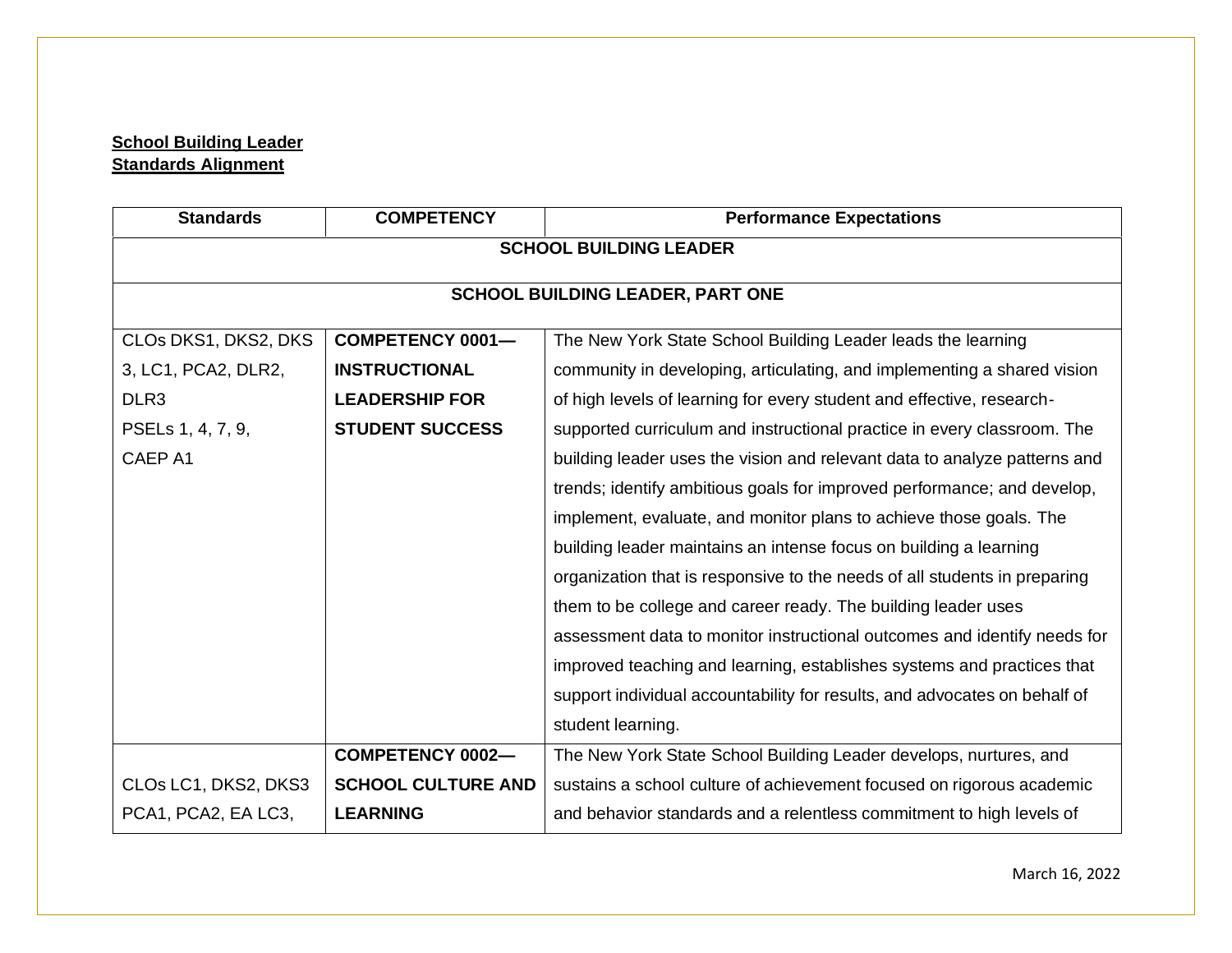**School Building Leader**
**Standards Alignment**

| Standards | COMPETENCY | Performance Expectations |
|---|---|---|
| **SCHOOL BUILDING LEADER** | | |
| **SCHOOL BUILDING LEADER, PART ONE** | | |
| CLOs DKS1, DKS2, DKS 3, LC1, PCA2, DLR2, DLR3<br>PSELs 1, 4, 7, 9,<br>CAEP A1 | **COMPETENCY 0001— INSTRUCTIONAL LEADERSHIP FOR STUDENT SUCCESS** | The New York State School Building Leader leads the learning community in developing, articulating, and implementing a shared vision of high levels of learning for every student and effective, research-supported curriculum and instructional practice in every classroom. The building leader uses the vision and relevant data to analyze patterns and trends; identify ambitious goals for improved performance; and develop, implement, evaluate, and monitor plans to achieve those goals. The building leader maintains an intense focus on building a learning organization that is responsive to the needs of all students in preparing them to be college and career ready. The building leader uses assessment data to monitor instructional outcomes and identify needs for improved teaching and learning, establishes systems and practices that support individual accountability for results, and advocates on behalf of student learning. |
| CLOs LC1, DKS2, DKS3 PCA1, PCA2, EA LC3, | **COMPETENCY 0002— SCHOOL CULTURE AND LEARNING** | The New York State School Building Leader develops, nurtures, and sustains a school culture of achievement focused on rigorous academic and behavior standards and a relentless commitment to high levels of |

March 16, 2022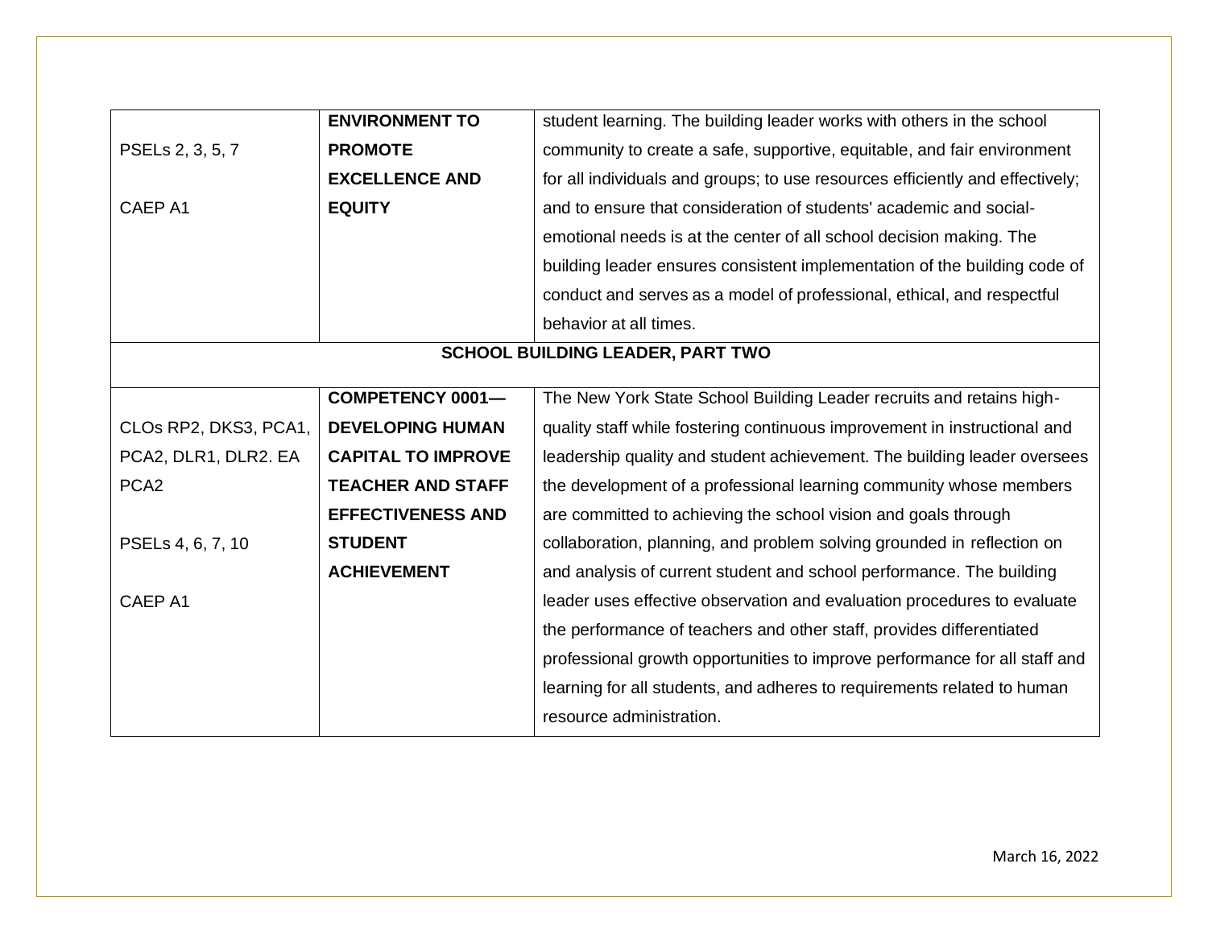| | | |
|---|---|---|
| PSELs 2, 3, 5, 7<br><br>CAEP A1 | **ENVIRONMENT TO PROMOTE EXCELLENCE AND EQUITY** | student learning. The building leader works with others in the school community to create a safe, supportive, equitable, and fair environment for all individuals and groups; to use resources efficiently and effectively; and to ensure that consideration of students' academic and social-emotional needs is at the center of all school decision making. The building leader ensures consistent implementation of the building code of conduct and serves as a model of professional, ethical, and respectful behavior at all times. |
| **SCHOOL BUILDING LEADER, PART TWO** | | |
| CLOs RP2, DKS3, PCA1, PCA2, DLR1, DLR2. EA PCA2<br><br>PSELs 4, 6, 7, 10<br><br>CAEP A1 | **COMPETENCY 0001—DEVELOPING HUMAN CAPITAL TO IMPROVE TEACHER AND STAFF EFFECTIVENESS AND STUDENT ACHIEVEMENT** | The New York State School Building Leader recruits and retains high-quality staff while fostering continuous improvement in instructional and leadership quality and student achievement. The building leader oversees the development of a professional learning community whose members are committed to achieving the school vision and goals through collaboration, planning, and problem solving grounded in reflection on and analysis of current student and school performance. The building leader uses effective observation and evaluation procedures to evaluate the performance of teachers and other staff, provides differentiated professional growth opportunities to improve performance for all staff and learning for all students, and adheres to requirements related to human resource administration. |

March 16, 2022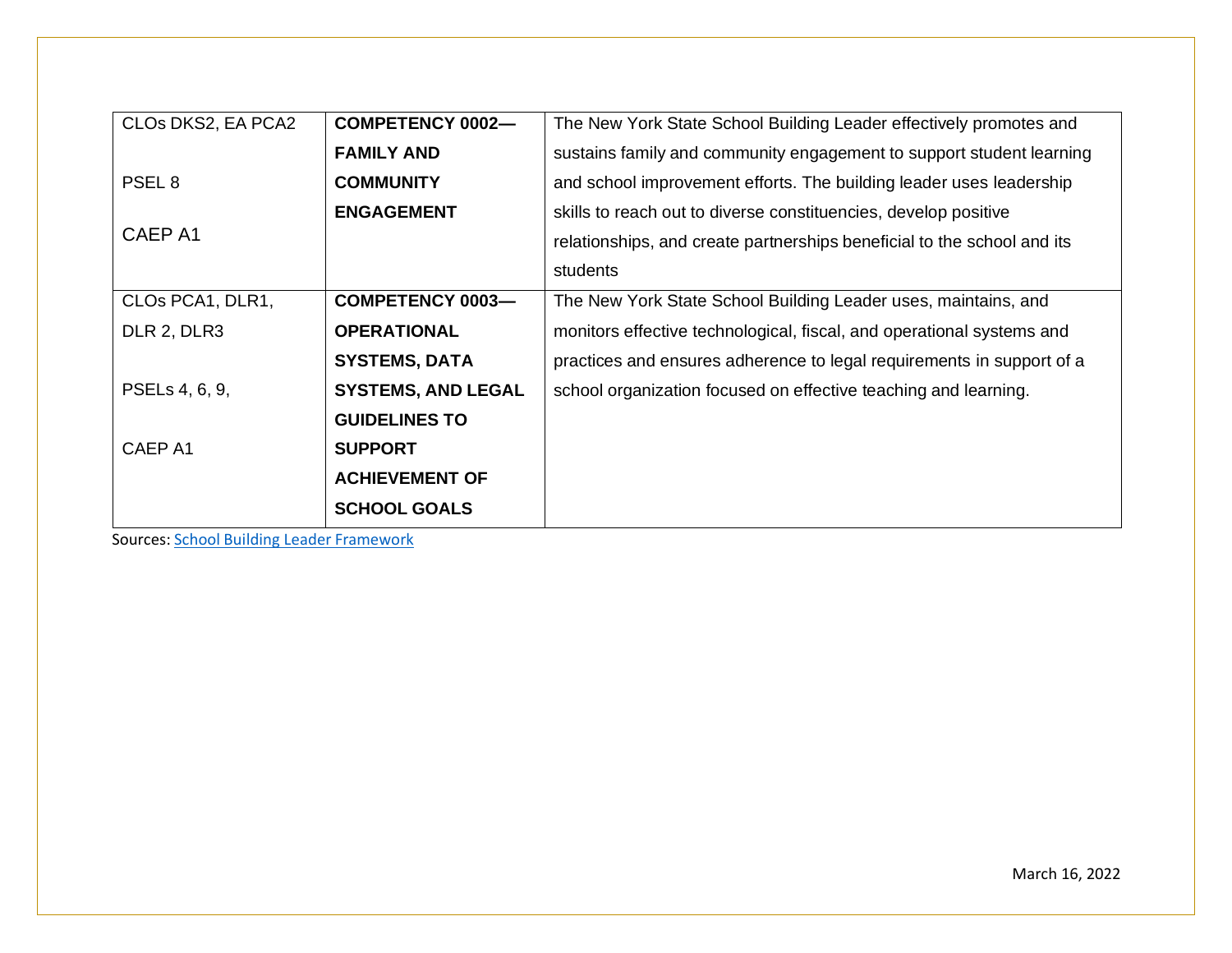| | | |
|---|---|---|
| CLOs DKS2, EA PCA2<br><br>PSEL 8<br><br>CAEP A1 | **COMPETENCY 0002—FAMILY AND COMMUNITY ENGAGEMENT** | The New York State School Building Leader effectively promotes and sustains family and community engagement to support student learning and school improvement efforts. The building leader uses leadership skills to reach out to diverse constituencies, develop positive relationships, and create partnerships beneficial to the school and its students |
| CLOs PCA1, DLR1, DLR 2, DLR3<br><br>PSELs 4, 6, 9,<br><br>CAEP A1 | **COMPETENCY 0003—OPERATIONAL SYSTEMS, DATA SYSTEMS, AND LEGAL GUIDELINES TO SUPPORT ACHIEVEMENT OF SCHOOL GOALS** | The New York State School Building Leader uses, maintains, and monitors effective technological, fiscal, and operational systems and practices and ensures adherence to legal requirements in support of a school organization focused on effective teaching and learning. |

Sources: School Building Leader Framework

March 16, 2022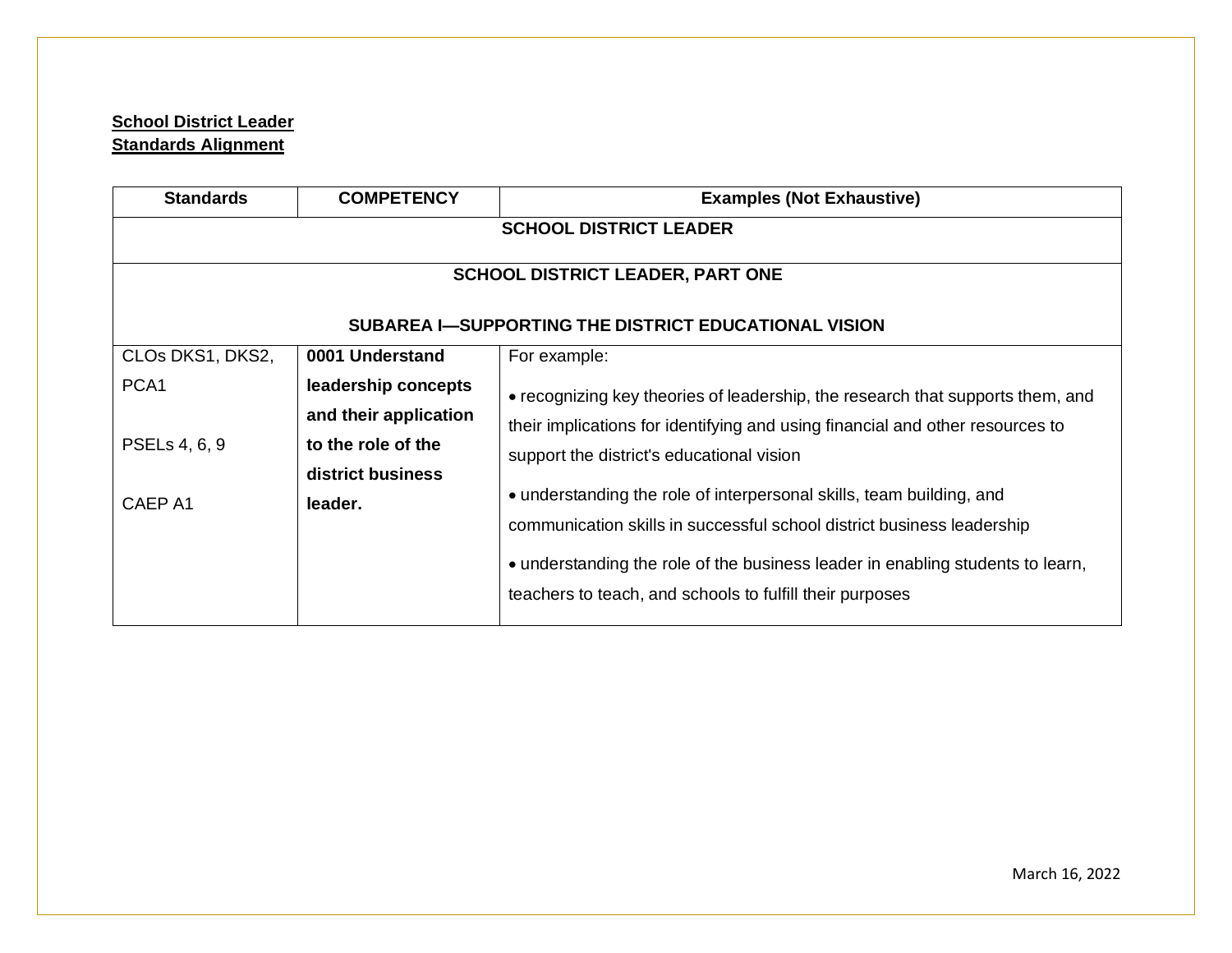**School District Leader**
**Standards Alignment**

| Standards | COMPETENCY | Examples (Not Exhaustive) |
|---|---|---|
| **SCHOOL DISTRICT LEADER** | | |
| **SCHOOL DISTRICT LEADER, PART ONE**<br><br>**SUBAREA I—SUPPORTING THE DISTRICT EDUCATIONAL VISION** | | |
| CLOs DKS1, DKS2, PCA1<br><br>PSELs 4, 6, 9<br><br>CAEP A1 | **0001 Understand leadership concepts and their application to the role of the district business leader.** | For example:<br><br>• recognizing key theories of leadership, the research that supports them, and their implications for identifying and using financial and other resources to support the district's educational vision<br><br>• understanding the role of interpersonal skills, team building, and communication skills in successful school district business leadership<br><br>• understanding the role of the business leader in enabling students to learn, teachers to teach, and schools to fulfill their purposes |

March 16, 2022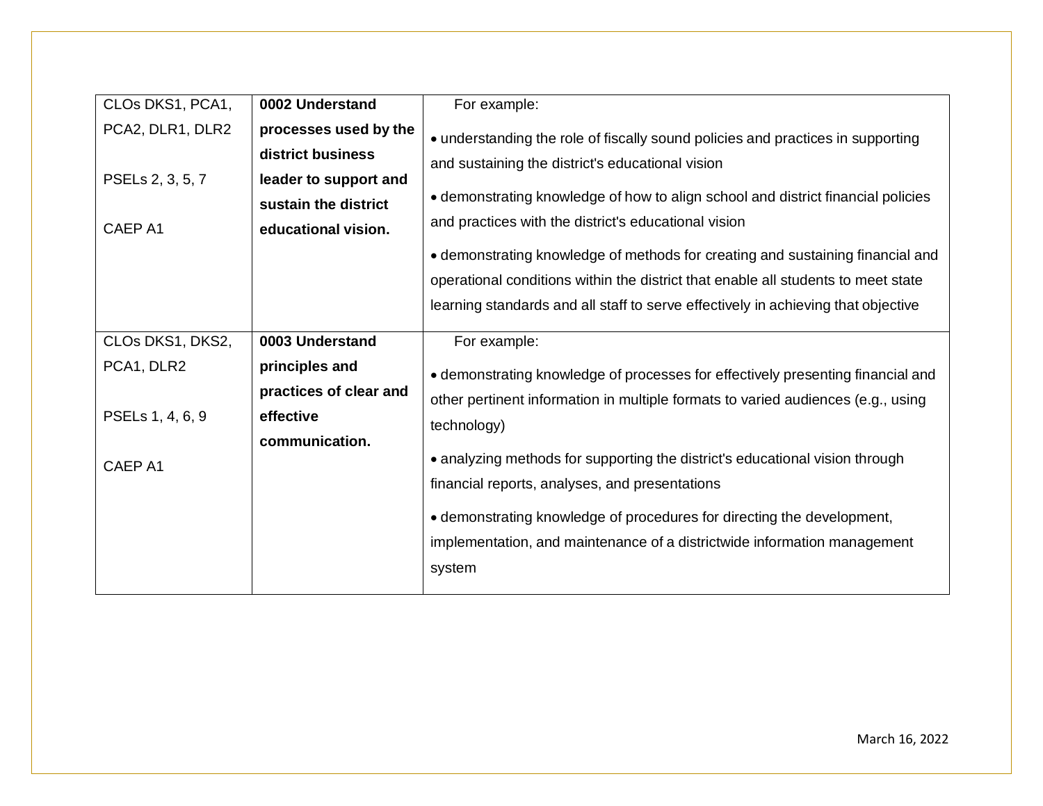| | | |
|---|---|---|
| CLOs DKS1, PCA1, PCA2, DLR1, DLR2<br><br>PSELs 2, 3, 5, 7<br><br>CAEP A1 | **0002 Understand processes used by the district business leader to support and sustain the district educational vision.** | For example:<br>• understanding the role of fiscally sound policies and practices in supporting and sustaining the district's educational vision<br>• demonstrating knowledge of how to align school and district financial policies and practices with the district's educational vision<br>• demonstrating knowledge of methods for creating and sustaining financial and operational conditions within the district that enable all students to meet state learning standards and all staff to serve effectively in achieving that objective |
| CLOs DKS1, DKS2, PCA1, DLR2<br><br>PSELs 1, 4, 6, 9<br><br>CAEP A1 | **0003 Understand principles and practices of clear and effective communication.** | For example:<br>• demonstrating knowledge of processes for effectively presenting financial and other pertinent information in multiple formats to varied audiences (e.g., using technology)<br>• analyzing methods for supporting the district's educational vision through financial reports, analyses, and presentations<br>• demonstrating knowledge of procedures for directing the development, implementation, and maintenance of a districtwide information management system |

March 16, 2022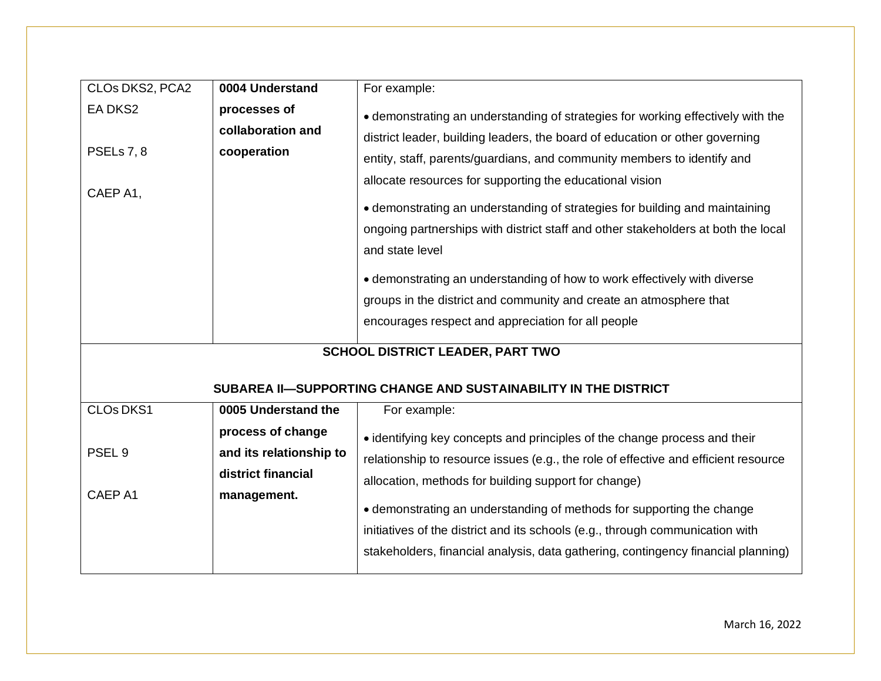| | | |
|---|---|---|
| CLOs DKS2, PCA2<br>EA DKS2<br><br>PSELs 7, 8<br><br>CAEP A1, | **0004 Understand processes of collaboration and cooperation** | For example:<br>• demonstrating an understanding of strategies for working effectively with the district leader, building leaders, the board of education or other governing entity, staff, parents/guardians, and community members to identify and allocate resources for supporting the educational vision<br>• demonstrating an understanding of strategies for building and maintaining ongoing partnerships with district staff and other stakeholders at both the local and state level<br>• demonstrating an understanding of how to work effectively with diverse groups in the district and community and create an atmosphere that encourages respect and appreciation for all people |
| **SCHOOL DISTRICT LEADER, PART TWO**<br><br>**SUBAREA II—SUPPORTING CHANGE AND SUSTAINABILITY IN THE DISTRICT** | | |
| CLOs DKS1<br><br>PSEL 9<br><br>CAEP A1 | **0005 Understand the process of change and its relationship to district financial management.** | For example:<br>• identifying key concepts and principles of the change process and their relationship to resource issues (e.g., the role of effective and efficient resource allocation, methods for building support for change)<br>• demonstrating an understanding of methods for supporting the change initiatives of the district and its schools (e.g., through communication with stakeholders, financial analysis, data gathering, contingency financial planning) |

March 16, 2022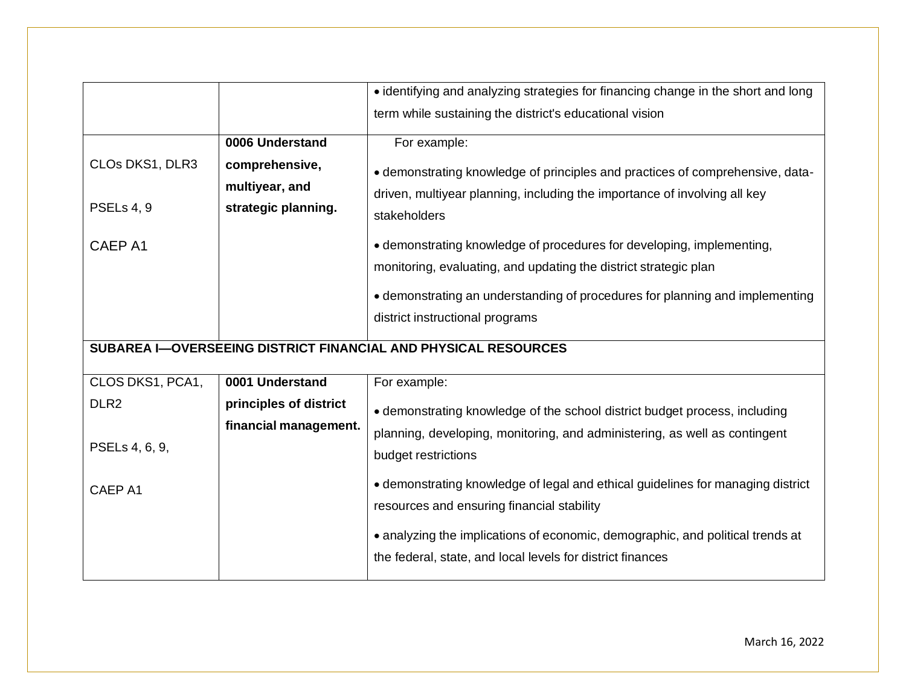| | | |
|---|---|---|
| | | • identifying and analyzing strategies for financing change in the short and long term while sustaining the district's educational vision |
| CLOs DKS1, DLR3<br><br>PSELs 4, 9<br><br>CAEP A1 | **0006 Understand comprehensive, multiyear, and strategic planning.** | For example:<br><br>• demonstrating knowledge of principles and practices of comprehensive, data-driven, multiyear planning, including the importance of involving all key stakeholders<br><br>• demonstrating knowledge of procedures for developing, implementing, monitoring, evaluating, and updating the district strategic plan<br><br>• demonstrating an understanding of procedures for planning and implementing district instructional programs |
| **SUBAREA I—OVERSEEING DISTRICT FINANCIAL AND PHYSICAL RESOURCES** | | |
| CLOS DKS1, PCA1, DLR2<br><br>PSELs 4, 6, 9,<br><br>CAEP A1 | **0001 Understand principles of district financial management.** | For example:<br><br>• demonstrating knowledge of the school district budget process, including planning, developing, monitoring, and administering, as well as contingent budget restrictions<br><br>• demonstrating knowledge of legal and ethical guidelines for managing district resources and ensuring financial stability<br><br>• analyzing the implications of economic, demographic, and political trends at the federal, state, and local levels for district finances |

March 16, 2022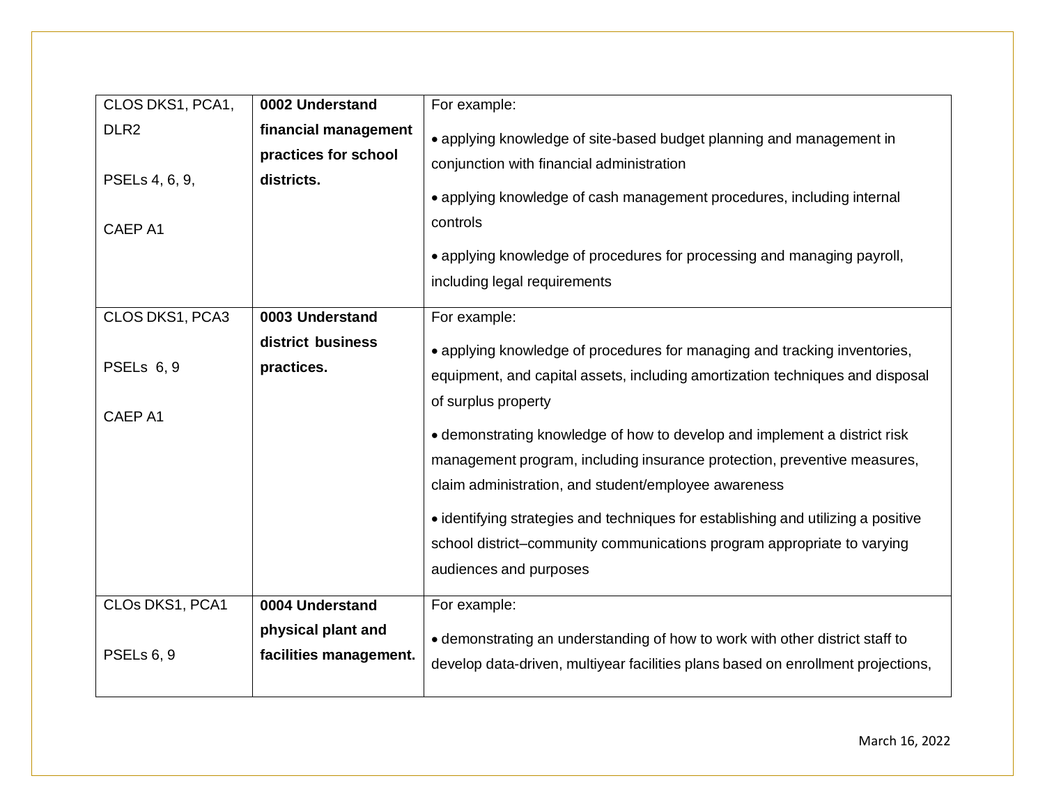| | | |
|---|---|---|
| CLOS DKS1, PCA1, DLR2<br><br>PSELs 4, 6, 9,<br><br>CAEP A1 | **0002 Understand financial management practices for school districts.** | For example:<br><br>• applying knowledge of site-based budget planning and management in conjunction with financial administration<br><br>• applying knowledge of cash management procedures, including internal controls<br><br>• applying knowledge of procedures for processing and managing payroll, including legal requirements |
| CLOS DKS1, PCA3<br><br>PSELs 6, 9<br><br>CAEP A1 | **0003 Understand district business practices.** | For example:<br><br>• applying knowledge of procedures for managing and tracking inventories, equipment, and capital assets, including amortization techniques and disposal of surplus property<br><br>• demonstrating knowledge of how to develop and implement a district risk management program, including insurance protection, preventive measures, claim administration, and student/employee awareness<br><br>• identifying strategies and techniques for establishing and utilizing a positive school district–community communications program appropriate to varying audiences and purposes |
| CLOs DKS1, PCA1<br><br>PSELs 6, 9 | **0004 Understand physical plant and facilities management.** | For example:<br><br>• demonstrating an understanding of how to work with other district staff to develop data-driven, multiyear facilities plans based on enrollment projections, |

March 16, 2022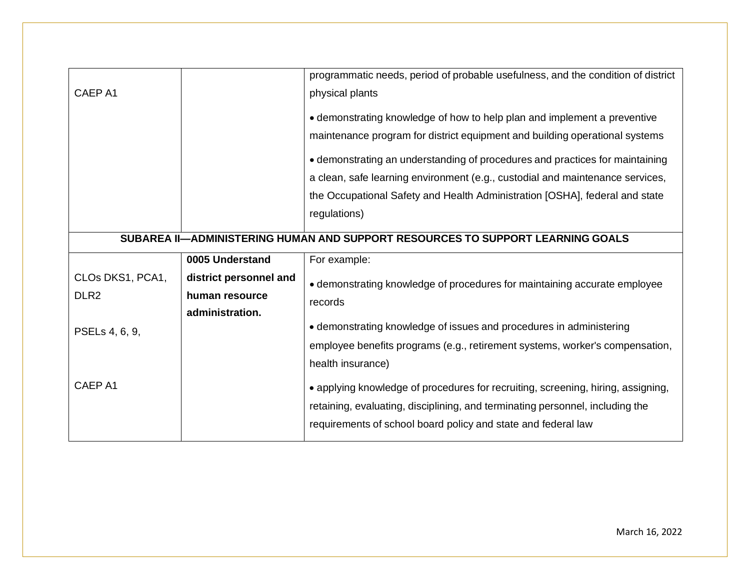| | | |
|---|---|---|
| CAEP A1 | | programmatic needs, period of probable usefulness, and the condition of district physical plants<br><br>• demonstrating knowledge of how to help plan and implement a preventive maintenance program for district equipment and building operational systems<br><br>• demonstrating an understanding of procedures and practices for maintaining a clean, safe learning environment (e.g., custodial and maintenance services, the Occupational Safety and Health Administration [OSHA], federal and state regulations) |
| **SUBAREA II—ADMINISTERING HUMAN AND SUPPORT RESOURCES TO SUPPORT LEARNING GOALS** | | |
| CLOs DKS1, PCA1, DLR2<br><br>PSELs 4, 6, 9,<br><br>CAEP A1 | **0005 Understand district personnel and human resource administration.** | For example:<br><br>• demonstrating knowledge of procedures for maintaining accurate employee records<br><br>• demonstrating knowledge of issues and procedures in administering employee benefits programs (e.g., retirement systems, worker's compensation, health insurance)<br><br>• applying knowledge of procedures for recruiting, screening, hiring, assigning, retaining, evaluating, disciplining, and terminating personnel, including the requirements of school board policy and state and federal law |

March 16, 2022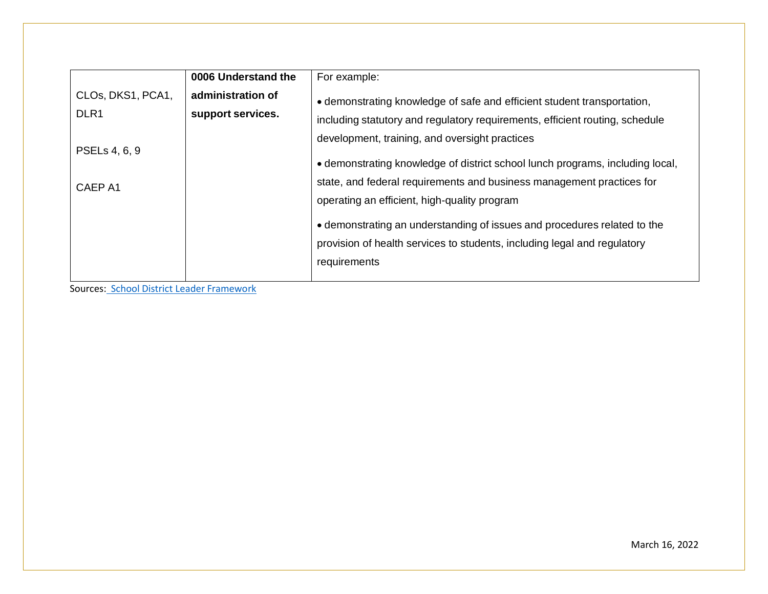| | | |
|---|---|---|
| CLOs, DKS1, PCA1, DLR1<br><br>PSELs 4, 6, 9<br><br>CAEP A1 | **0006 Understand the administration of support services.** | For example:<br><br>• demonstrating knowledge of safe and efficient student transportation, including statutory and regulatory requirements, efficient routing, schedule development, training, and oversight practices<br><br>• demonstrating knowledge of district school lunch programs, including local, state, and federal requirements and business management practices for operating an efficient, high-quality program<br><br>• demonstrating an understanding of issues and procedures related to the provision of health services to students, including legal and regulatory requirements |

Sources: School District Leader Framework

March 16, 2022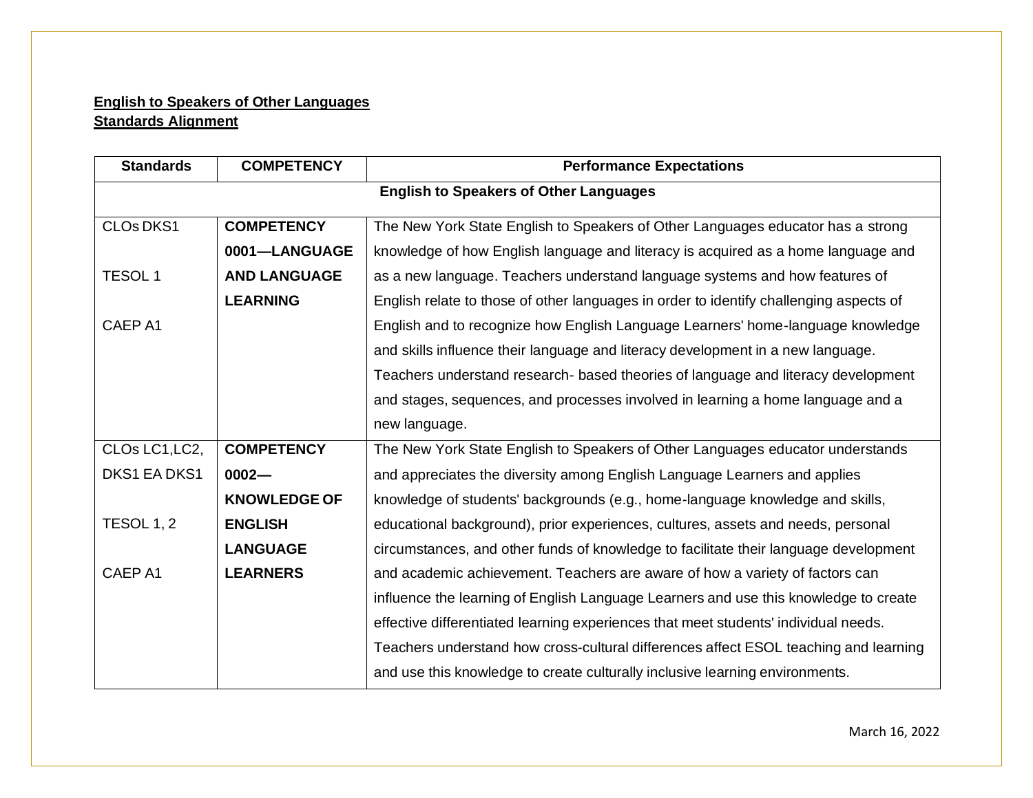**English to Speakers of Other Languages**
**Standards Alignment**

| Standards | COMPETENCY | Performance Expectations |
|---|---|---|
| **English to Speakers of Other Languages** | | |
| CLOs DKS1<br><br>TESOL 1<br><br>CAEP A1 | **COMPETENCY 0001—LANGUAGE AND LANGUAGE LEARNING** | The New York State English to Speakers of Other Languages educator has a strong knowledge of how English language and literacy is acquired as a home language and as a new language. Teachers understand language systems and how features of English relate to those of other languages in order to identify challenging aspects of English and to recognize how English Language Learners' home-language knowledge and skills influence their language and literacy development in a new language. Teachers understand research- based theories of language and literacy development and stages, sequences, and processes involved in learning a home language and a new language. |
| CLOs LC1,LC2, DKS1 EA DKS1<br><br>TESOL 1, 2<br><br>CAEP A1 | **COMPETENCY 0002—KNOWLEDGE OF ENGLISH LANGUAGE LEARNERS** | The New York State English to Speakers of Other Languages educator understands and appreciates the diversity among English Language Learners and applies knowledge of students' backgrounds (e.g., home-language knowledge and skills, educational background), prior experiences, cultures, assets and needs, personal circumstances, and other funds of knowledge to facilitate their language development and academic achievement. Teachers are aware of how a variety of factors can influence the learning of English Language Learners and use this knowledge to create effective differentiated learning experiences that meet students' individual needs. Teachers understand how cross-cultural differences affect ESOL teaching and learning and use this knowledge to create culturally inclusive learning environments. |

March 16, 2022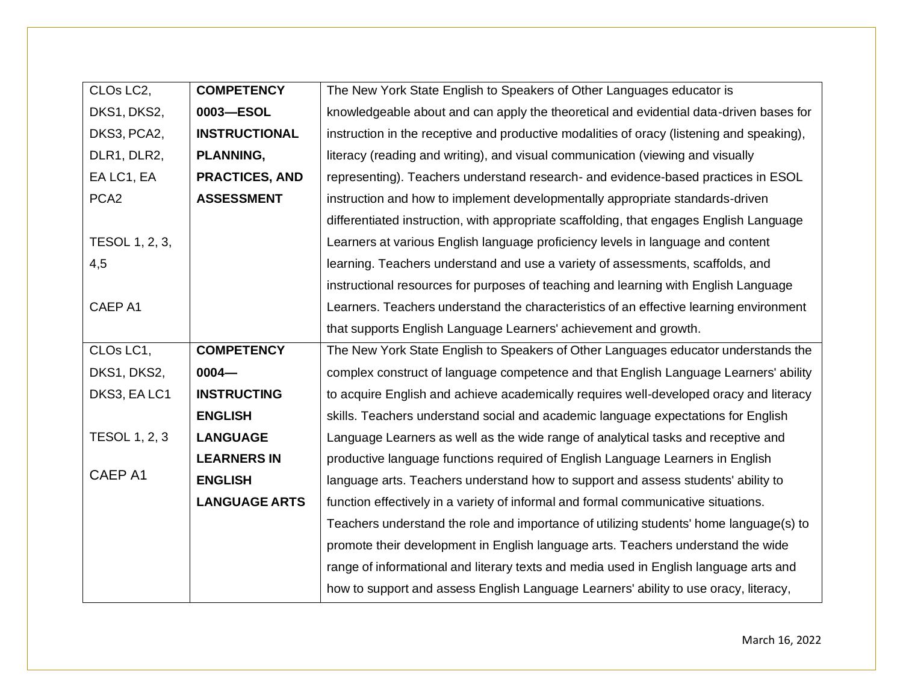| | | |
|---|---|---|
| CLOs LC2, DKS1, DKS2, DKS3, PCA2, DLR1, DLR2, EA LC1, EA PCA2<br><br>TESOL 1, 2, 3, 4,5<br><br>CAEP A1 | **COMPETENCY 0003—ESOL INSTRUCTIONAL PLANNING, PRACTICES, AND ASSESSMENT** | The New York State English to Speakers of Other Languages educator is knowledgeable about and can apply the theoretical and evidential data-driven bases for instruction in the receptive and productive modalities of oracy (listening and speaking), literacy (reading and writing), and visual communication (viewing and visually representing). Teachers understand research- and evidence-based practices in ESOL instruction and how to implement developmentally appropriate standards-driven differentiated instruction, with appropriate scaffolding, that engages English Language Learners at various English language proficiency levels in language and content learning. Teachers understand and use a variety of assessments, scaffolds, and instructional resources for purposes of teaching and learning with English Language Learners. Teachers understand the characteristics of an effective learning environment that supports English Language Learners' achievement and growth. |
| CLOs LC1, DKS1, DKS2, DKS3, EA LC1<br><br>TESOL 1, 2, 3<br><br>CAEP A1 | **COMPETENCY 0004—INSTRUCTING ENGLISH LANGUAGE LEARNERS IN ENGLISH LANGUAGE ARTS** | The New York State English to Speakers of Other Languages educator understands the complex construct of language competence and that English Language Learners' ability to acquire English and achieve academically requires well-developed oracy and literacy skills. Teachers understand social and academic language expectations for English Language Learners as well as the wide range of analytical tasks and receptive and productive language functions required of English Language Learners in English language arts. Teachers understand how to support and assess students' ability to function effectively in a variety of informal and formal communicative situations. Teachers understand the role and importance of utilizing students' home language(s) to promote their development in English language arts. Teachers understand the wide range of informational and literary texts and media used in English language arts and how to support and assess English Language Learners' ability to use oracy, literacy, |

March 16, 2022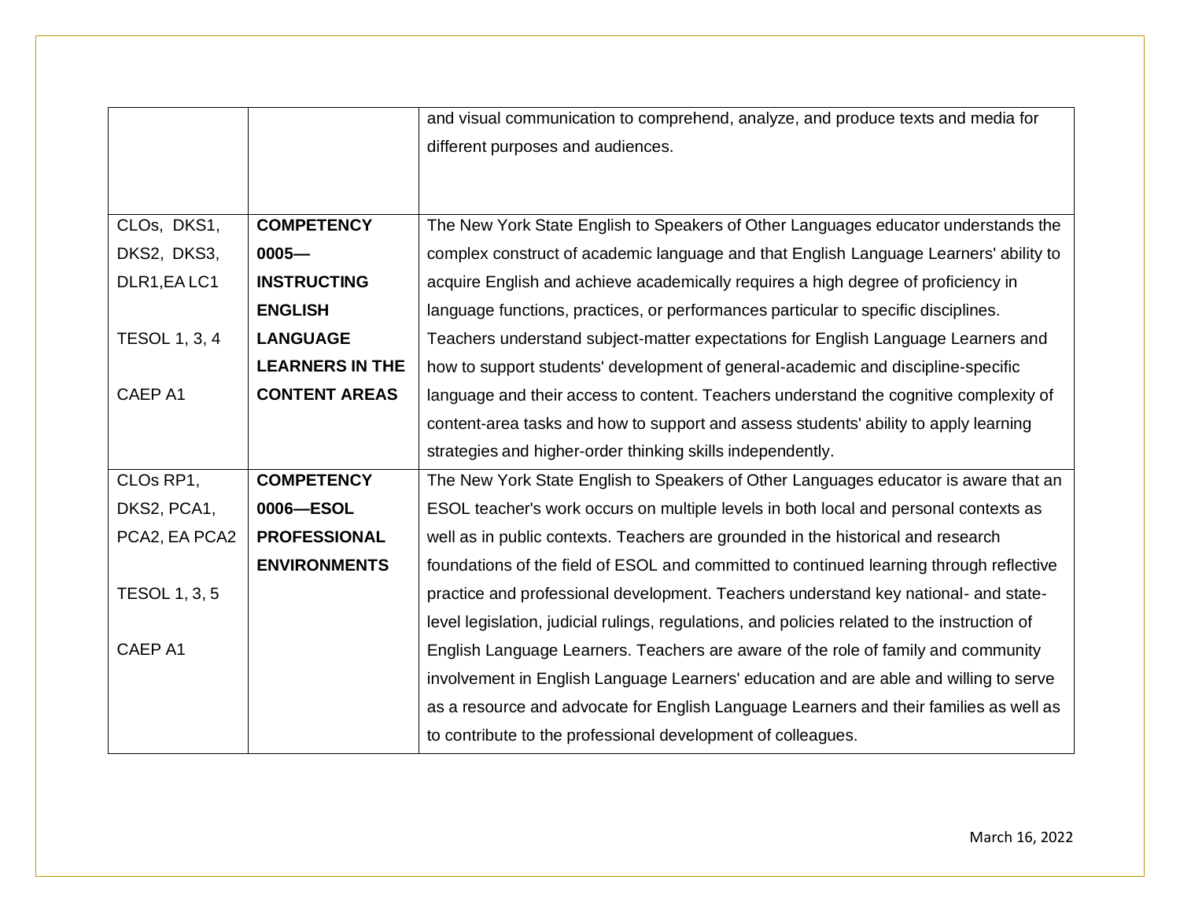| | | |
|---|---|---|
| | | and visual communication to comprehend, analyze, and produce texts and media for different purposes and audiences. |
| CLOs, DKS1, DKS2, DKS3, DLR1,EA LC1<br><br>TESOL 1, 3, 4<br><br>CAEP A1 | **COMPETENCY 0005—INSTRUCTING ENGLISH LANGUAGE LEARNERS IN THE CONTENT AREAS** | The New York State English to Speakers of Other Languages educator understands the complex construct of academic language and that English Language Learners' ability to acquire English and achieve academically requires a high degree of proficiency in language functions, practices, or performances particular to specific disciplines. Teachers understand subject-matter expectations for English Language Learners and how to support students' development of general-academic and discipline-specific language and their access to content. Teachers understand the cognitive complexity of content-area tasks and how to support and assess students' ability to apply learning strategies and higher-order thinking skills independently. |
| CLOs RP1, DKS2, PCA1, PCA2, EA PCA2<br><br>TESOL 1, 3, 5<br><br>CAEP A1 | **COMPETENCY 0006—ESOL PROFESSIONAL ENVIRONMENTS** | The New York State English to Speakers of Other Languages educator is aware that an ESOL teacher's work occurs on multiple levels in both local and personal contexts as well as in public contexts. Teachers are grounded in the historical and research foundations of the field of ESOL and committed to continued learning through reflective practice and professional development. Teachers understand key national- and state-level legislation, judicial rulings, regulations, and policies related to the instruction of English Language Learners. Teachers are aware of the role of family and community involvement in English Language Learners' education and are able and willing to serve as a resource and advocate for English Language Learners and their families as well as to contribute to the professional development of colleagues. |

March 16, 2022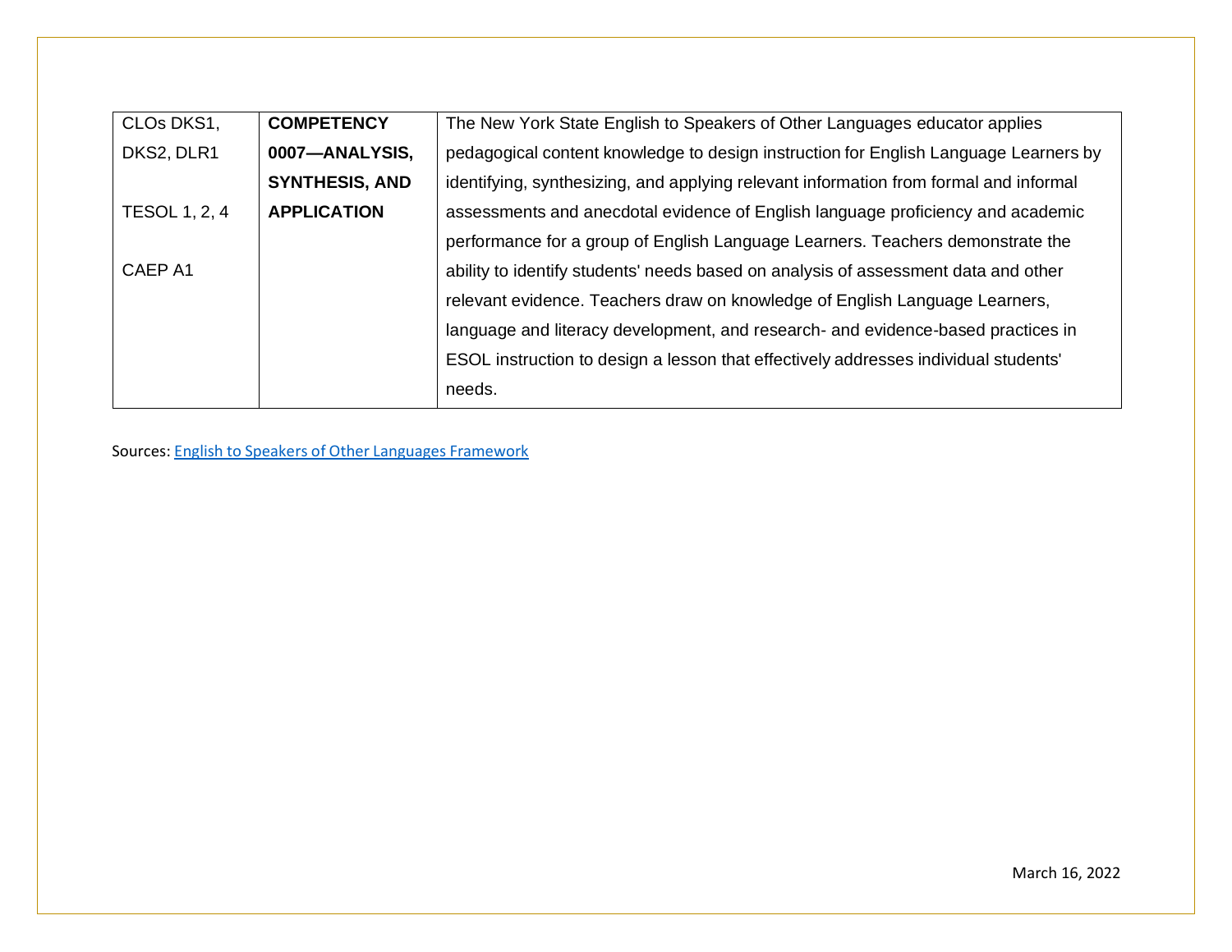| | | |
|---|---|---|
| CLOs DKS1, DKS2, DLR1<br><br>TESOL 1, 2, 4<br><br>CAEP A1 | **COMPETENCY 0007—ANALYSIS, SYNTHESIS, AND APPLICATION** | The New York State English to Speakers of Other Languages educator applies pedagogical content knowledge to design instruction for English Language Learners by identifying, synthesizing, and applying relevant information from formal and informal assessments and anecdotal evidence of English language proficiency and academic performance for a group of English Language Learners. Teachers demonstrate the ability to identify students' needs based on analysis of assessment data and other relevant evidence. Teachers draw on knowledge of English Language Learners, language and literacy development, and research- and evidence-based practices in ESOL instruction to design a lesson that effectively addresses individual students' needs. |

Sources: English to Speakers of Other Languages Framework

March 16, 2022